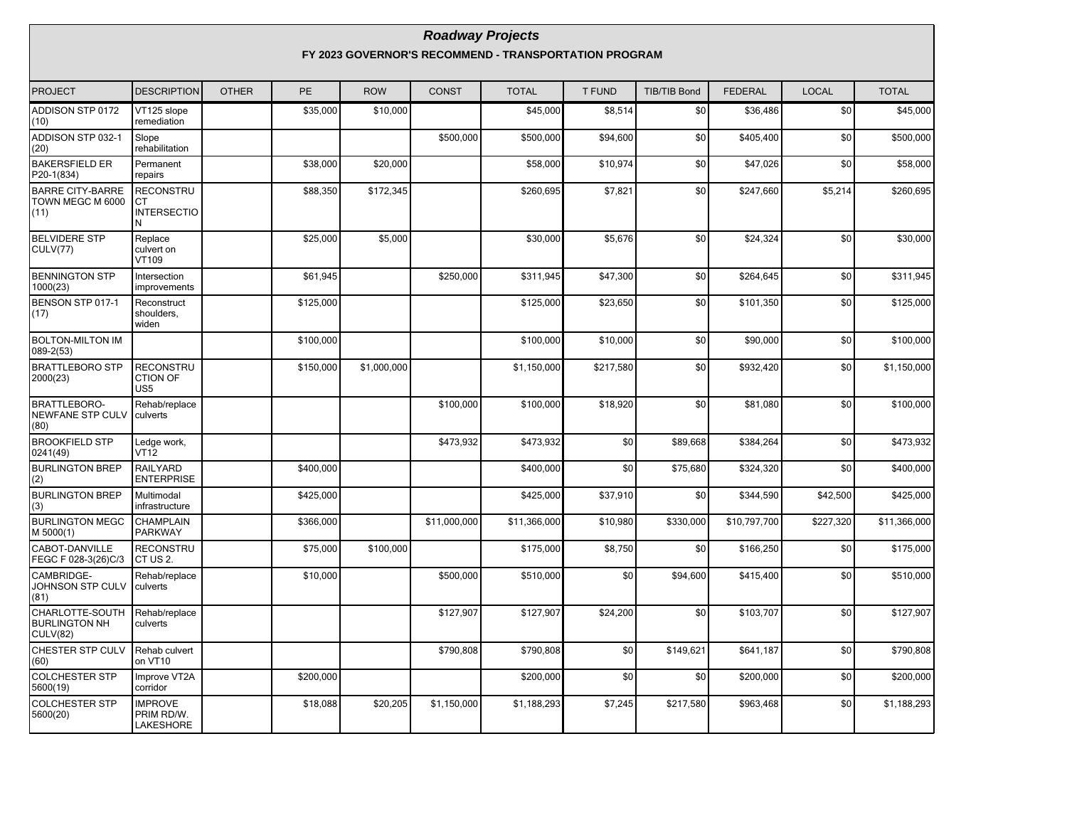# *Roadway Projects*

## FY 2023 GOVERNOR'S RECOMMEND - TRANSPORTATION PROGRAM

| PROJECT | DESCRIPTION | OTHER | PE | ROW | CONST | TOTAL | T FUND | TIB/TIB Bond | FEDERAL | LOCAL | TOTAL |
|---|---|---|---|---|---|---|---|---|---|---|---|
| ADDISON STP 0172 (10) | VT125 slope remediation | | $35,000 | $10,000 | | $45,000 | $8,514 | $0 | $36,486 | $0 | $45,000 |
| ADDISON STP 032-1 (20) | Slope rehabilitation | | | | $500,000 | $500,000 | $94,600 | $0 | $405,400 | $0 | $500,000 |
| BAKERSFIELD ER P20-1(834) | Permanent repairs | | $38,000 | $20,000 | | $58,000 | $10,974 | $0 | $47,026 | $0 | $58,000 |
| BARRE CITY-BARRE TOWN MEGC M 6000 (11) | RECONSTRUCT INTERSECTION | | $88,350 | $172,345 | | $260,695 | $7,821 | $0 | $247,660 | $5,214 | $260,695 |
| BELVIDERE STP CULV(77) | Replace culvert on VT109 | | $25,000 | $5,000 | | $30,000 | $5,676 | $0 | $24,324 | $0 | $30,000 |
| BENNINGTON STP 1000(23) | Intersection improvements | | $61,945 | | $250,000 | $311,945 | $47,300 | $0 | $264,645 | $0 | $311,945 |
| BENSON STP 017-1 (17) | Reconstruct shoulders, widen | | $125,000 | | | $125,000 | $23,650 | $0 | $101,350 | $0 | $125,000 |
| BOLTON-MILTON IM 089-2(53) | | | $100,000 | | | $100,000 | $10,000 | $0 | $90,000 | $0 | $100,000 |
| BRATTLEBORO STP 2000(23) | RECONSTRUCTION OF US5 | | $150,000 | $1,000,000 | | $1,150,000 | $217,580 | $0 | $932,420 | $0 | $1,150,000 |
| BRATTLEBORO-NEWFANE STP CULV (80) | Rehab/replace culverts | | | | $100,000 | $100,000 | $18,920 | $0 | $81,080 | $0 | $100,000 |
| BROOKFIELD STP 0241(49) | Ledge work, VT12 | | | | $473,932 | $473,932 | $0 | $89,668 | $384,264 | $0 | $473,932 |
| BURLINGTON BREP (2) | RAILYARD ENTERPRISE | | $400,000 | | | $400,000 | $0 | $75,680 | $324,320 | $0 | $400,000 |
| BURLINGTON BREP (3) | Multimodal infrastructure | | $425,000 | | | $425,000 | $37,910 | $0 | $344,590 | $42,500 | $425,000 |
| BURLINGTON MEGC M 5000(1) | CHAMPLAIN PARKWAY | | $366,000 | | $11,000,000 | $11,366,000 | $10,980 | $330,000 | $10,797,700 | $227,320 | $11,366,000 |
| CABOT-DANVILLE FEGC F 028-3(26)C/3 | RECONSTRUCT US 2. | | $75,000 | $100,000 | | $175,000 | $8,750 | $0 | $166,250 | $0 | $175,000 |
| CAMBRIDGE-JOHNSON STP CULV (81) | Rehab/replace culverts | | $10,000 | | $500,000 | $510,000 | $0 | $94,600 | $415,400 | $0 | $510,000 |
| CHARLOTTE-SOUTH BURLINGTON NH CULV(82) | Rehab/replace culverts | | | | $127,907 | $127,907 | $24,200 | $0 | $103,707 | $0 | $127,907 |
| CHESTER STP CULV (60) | Rehab culvert on VT10 | | | | $790,808 | $790,808 | $0 | $149,621 | $641,187 | $0 | $790,808 |
| COLCHESTER STP 5600(19) | Improve VT2A corridor | | $200,000 | | | $200,000 | $0 | $0 | $200,000 | $0 | $200,000 |
| COLCHESTER STP 5600(20) | IMPROVE PRIM RD/W. LAKESHORE | | $18,088 | $20,205 | $1,150,000 | $1,188,293 | $7,245 | $217,580 | $963,468 | $0 | $1,188,293 |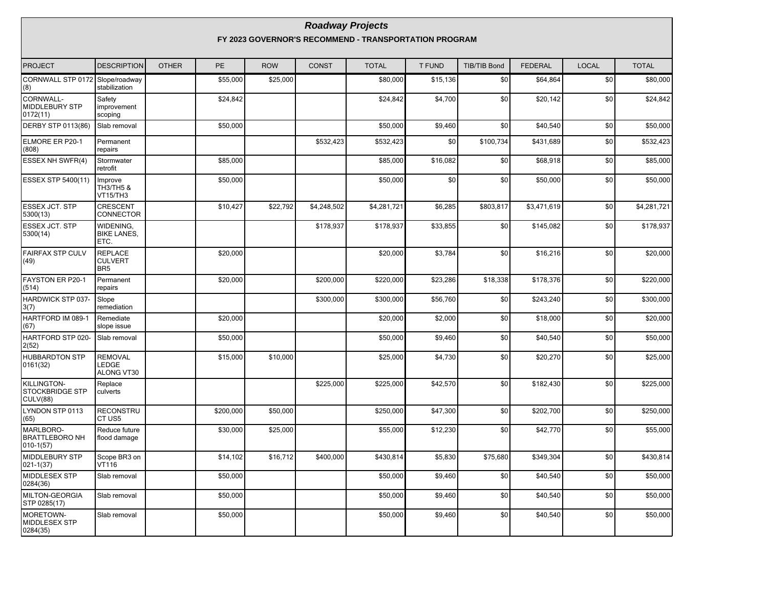## *Roadway Projects*

### FY 2023 GOVERNOR'S RECOMMEND - TRANSPORTATION PROGRAM

| PROJECT | DESCRIPTION | OTHER | PE | ROW | CONST | TOTAL | T FUND | TIB/TIB Bond | FEDERAL | LOCAL | TOTAL |
|---|---|---|---|---|---|---|---|---|---|---|---|
| CORNWALL STP 0172 (8) | Slope/roadway stabilization | | $55,000 | $25,000 | | $80,000 | $15,136 | $0 | $64,864 | $0 | $80,000 |
| CORNWALL-MIDDLEBURY STP 0172(11) | Safety improvement scoping | | $24,842 | | | $24,842 | $4,700 | $0 | $20,142 | $0 | $24,842 |
| DERBY STP 0113(86) | Slab removal | | $50,000 | | | $50,000 | $9,460 | $0 | $40,540 | $0 | $50,000 |
| ELMORE ER P20-1 (808) | Permanent repairs | | | | $532,423 | $532,423 | $0 | $100,734 | $431,689 | $0 | $532,423 |
| ESSEX NH SWFR(4) | Stormwater retrofit | | $85,000 | | | $85,000 | $16,082 | $0 | $68,918 | $0 | $85,000 |
| ESSEX STP 5400(11) | Improve TH3/TH5 & VT15/TH3 | | $50,000 | | | $50,000 | $0 | $0 | $50,000 | $0 | $50,000 |
| ESSEX JCT. STP 5300(13) | CRESCENT CONNECTOR | | $10,427 | $22,792 | $4,248,502 | $4,281,721 | $6,285 | $803,817 | $3,471,619 | $0 | $4,281,721 |
| ESSEX JCT. STP 5300(14) | WIDENING, BIKE LANES, ETC. | | | | $178,937 | $178,937 | $33,855 | $0 | $145,082 | $0 | $178,937 |
| FAIRFAX STP CULV (49) | REPLACE CULVERT BR5 | | $20,000 | | | $20,000 | $3,784 | $0 | $16,216 | $0 | $20,000 |
| FAYSTON ER P20-1 (514) | Permanent repairs | | $20,000 | | $200,000 | $220,000 | $23,286 | $18,338 | $178,376 | $0 | $220,000 |
| HARDWICK STP 037-3(7) | Slope remediation | | | | $300,000 | $300,000 | $56,760 | $0 | $243,240 | $0 | $300,000 |
| HARTFORD IM 089-1 (67) | Remediate slope issue | | $20,000 | | | $20,000 | $2,000 | $0 | $18,000 | $0 | $20,000 |
| HARTFORD STP 020-2(52) | Slab removal | | $50,000 | | | $50,000 | $9,460 | $0 | $40,540 | $0 | $50,000 |
| HUBBARDTON STP 0161(32) | REMOVAL LEDGE ALONG VT30 | | $15,000 | $10,000 | | $25,000 | $4,730 | $0 | $20,270 | $0 | $25,000 |
| KILLINGTON-STOCKBRIDGE STP CULV(88) | Replace culverts | | | | $225,000 | $225,000 | $42,570 | $0 | $182,430 | $0 | $225,000 |
| LYNDON STP 0113 (65) | RECONSTRUCT US5 | | $200,000 | $50,000 | | $250,000 | $47,300 | $0 | $202,700 | $0 | $250,000 |
| MARLBORO-BRATTLEBORO NH 010-1(57) | Reduce future flood damage | | $30,000 | $25,000 | | $55,000 | $12,230 | $0 | $42,770 | $0 | $55,000 |
| MIDDLEBURY STP 021-1(37) | Scope BR3 on VT116 | | $14,102 | $16,712 | $400,000 | $430,814 | $5,830 | $75,680 | $349,304 | $0 | $430,814 |
| MIDDLESEX STP 0284(36) | Slab removal | | $50,000 | | | $50,000 | $9,460 | $0 | $40,540 | $0 | $50,000 |
| MILTON-GEORGIA STP 0285(17) | Slab removal | | $50,000 | | | $50,000 | $9,460 | $0 | $40,540 | $0 | $50,000 |
| MORETOWN-MIDDLESEX STP 0284(35) | Slab removal | | $50,000 | | | $50,000 | $9,460 | $0 | $40,540 | $0 | $50,000 |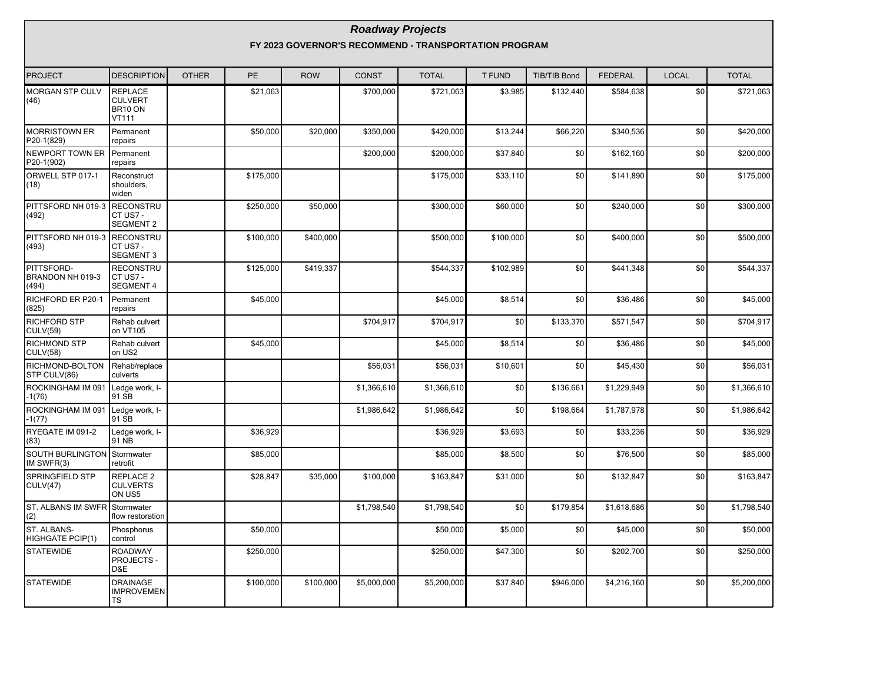## Roadway Projects

### FY 2023 GOVERNOR'S RECOMMEND - TRANSPORTATION PROGRAM

| PROJECT | DESCRIPTION | OTHER | PE | ROW | CONST | TOTAL | T FUND | TIB/TIB Bond | FEDERAL | LOCAL | TOTAL |
|---|---|---|---|---|---|---|---|---|---|---|---|
| MORGAN STP CULV (46) | REPLACE CULVERT BR10 ON VT111 | | $21,063 | | $700,000 | $721,063 | $3,985 | $132,440 | $584,638 | $0 | $721,063 |
| MORRISTOWN ER P20-1(829) | Permanent repairs | | $50,000 | $20,000 | $350,000 | $420,000 | $13,244 | $66,220 | $340,536 | $0 | $420,000 |
| NEWPORT TOWN ER P20-1(902) | Permanent repairs | | | | $200,000 | $200,000 | $37,840 | $0 | $162,160 | $0 | $200,000 |
| ORWELL STP 017-1 (18) | Reconstruct shoulders, widen | | $175,000 | | | $175,000 | $33,110 | $0 | $141,890 | $0 | $175,000 |
| PITTSFORD NH 019-3 (492) | RECONSTRUCT US7 - SEGMENT 2 | | $250,000 | $50,000 | | $300,000 | $60,000 | $0 | $240,000 | $0 | $300,000 |
| PITTSFORD NH 019-3 (493) | RECONSTRUCT US7 - SEGMENT 3 | | $100,000 | $400,000 | | $500,000 | $100,000 | $0 | $400,000 | $0 | $500,000 |
| PITTSFORD-BRANDON NH 019-3 (494) | RECONSTRUCT US7 - SEGMENT 4 | | $125,000 | $419,337 | | $544,337 | $102,989 | $0 | $441,348 | $0 | $544,337 |
| RICHFORD ER P20-1 (825) | Permanent repairs | | $45,000 | | | $45,000 | $8,514 | $0 | $36,486 | $0 | $45,000 |
| RICHFORD STP CULV(59) | Rehab culvert on VT105 | | | | $704,917 | $704,917 | $0 | $133,370 | $571,547 | $0 | $704,917 |
| RICHMOND STP CULV(58) | Rehab culvert on US2 | | $45,000 | | | $45,000 | $8,514 | $0 | $36,486 | $0 | $45,000 |
| RICHMOND-BOLTON STP CULV(86) | Rehab/replace culverts | | | | $56,031 | $56,031 | $10,601 | $0 | $45,430 | $0 | $56,031 |
| ROCKINGHAM IM 091 -1(76) | Ledge work, I-91 SB | | | | $1,366,610 | $1,366,610 | $0 | $136,661 | $1,229,949 | $0 | $1,366,610 |
| ROCKINGHAM IM 091 -1(77) | Ledge work, I-91 SB | | | | $1,986,642 | $1,986,642 | $0 | $198,664 | $1,787,978 | $0 | $1,986,642 |
| RYEGATE IM 091-2 (83) | Ledge work, I-91 NB | | $36,929 | | | $36,929 | $3,693 | $0 | $33,236 | $0 | $36,929 |
| SOUTH BURLINGTON IM SWFR(3) | Stormwater retrofit | | $85,000 | | | $85,000 | $8,500 | $0 | $76,500 | $0 | $85,000 |
| SPRINGFIELD STP CULV(47) | REPLACE 2 CULVERTS ON US5 | | $28,847 | $35,000 | $100,000 | $163,847 | $31,000 | $0 | $132,847 | $0 | $163,847 |
| ST. ALBANS IM SWFR (2) | Stormwater flow restoration | | | | $1,798,540 | $1,798,540 | $0 | $179,854 | $1,618,686 | $0 | $1,798,540 |
| ST. ALBANS-HIGHGATE PCIP(1) | Phosphorus control | | $50,000 | | | $50,000 | $5,000 | $0 | $45,000 | $0 | $50,000 |
| STATEWIDE | ROADWAY PROJECTS - D&E | | $250,000 | | | $250,000 | $47,300 | $0 | $202,700 | $0 | $250,000 |
| STATEWIDE | DRAINAGE IMPROVEMENTS | | $100,000 | $100,000 | $5,000,000 | $5,200,000 | $37,840 | $946,000 | $4,216,160 | $0 | $5,200,000 |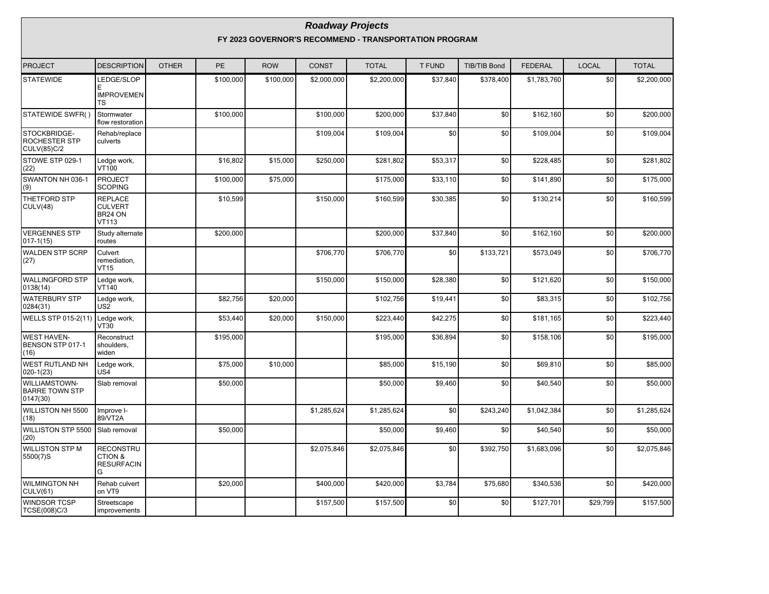## *Roadway Projects*

### FY 2023 GOVERNOR'S RECOMMEND - TRANSPORTATION PROGRAM

| PROJECT | DESCRIPTION | OTHER | PE | ROW | CONST | TOTAL | T FUND | TIB/TIB Bond | FEDERAL | LOCAL | TOTAL |
|---|---|---|---|---|---|---|---|---|---|---|---|
| STATEWIDE | LEDGE/SLOPE IMPROVEMENTS | | $100,000 | $100,000 | $2,000,000 | $2,200,000 | $37,840 | $378,400 | $1,783,760 | $0 | $2,200,000 |
| STATEWIDE SWFR( ) | Stormwater flow restoration | | $100,000 | | $100,000 | $200,000 | $37,840 | $0 | $162,160 | $0 | $200,000 |
| STOCKBRIDGE-ROCHESTER STP CULV(85)C/2 | Rehab/replace culverts | | | | $109,004 | $109,004 | $0 | $0 | $109,004 | $0 | $109,004 |
| STOWE STP 029-1 (22) | Ledge work, VT100 | | $16,802 | $15,000 | $250,000 | $281,802 | $53,317 | $0 | $228,485 | $0 | $281,802 |
| SWANTON NH 036-1 (9) | PROJECT SCOPING | | $100,000 | $75,000 | | $175,000 | $33,110 | $0 | $141,890 | $0 | $175,000 |
| THETFORD STP CULV(48) | REPLACE CULVERT BR24 ON VT113 | | $10,599 | | $150,000 | $160,599 | $30,385 | $0 | $130,214 | $0 | $160,599 |
| VERGENNES STP 017-1(15) | Study alternate routes | | $200,000 | | | $200,000 | $37,840 | $0 | $162,160 | $0 | $200,000 |
| WALDEN STP SCRP (27) | Culvert remediation, VT15 | | | | $706,770 | $706,770 | $0 | $133,721 | $573,049 | $0 | $706,770 |
| WALLINGFORD STP 0138(14) | Ledge work, VT140 | | | | $150,000 | $150,000 | $28,380 | $0 | $121,620 | $0 | $150,000 |
| WATERBURY STP 0284(31) | Ledge work, US2 | | $82,756 | $20,000 | | $102,756 | $19,441 | $0 | $83,315 | $0 | $102,756 |
| WELLS STP 015-2(11) | Ledge work, VT30 | | $53,440 | $20,000 | $150,000 | $223,440 | $42,275 | $0 | $181,165 | $0 | $223,440 |
| WEST HAVEN-BENSON STP 017-1 (16) | Reconstruct shoulders, widen | | $195,000 | | | $195,000 | $36,894 | $0 | $158,106 | $0 | $195,000 |
| WEST RUTLAND NH 020-1(23) | Ledge work, US4 | | $75,000 | $10,000 | | $85,000 | $15,190 | $0 | $69,810 | $0 | $85,000 |
| WILLIAMSTOWN-BARRE TOWN STP 0147(30) | Slab removal | | $50,000 | | | $50,000 | $9,460 | $0 | $40,540 | $0 | $50,000 |
| WILLISTON NH 5500 (18) | Improve I-89/VT2A | | | | $1,285,624 | $1,285,624 | $0 | $243,240 | $1,042,384 | $0 | $1,285,624 |
| WILLISTON STP 5500 (20) | Slab removal | | $50,000 | | | $50,000 | $9,460 | $0 | $40,540 | $0 | $50,000 |
| WILLISTON STP M 5500(7)S | RECONSTRUCTION & RESURFACING | | | | $2,075,846 | $2,075,846 | $0 | $392,750 | $1,683,096 | $0 | $2,075,846 |
| WILMINGTON NH CULV(61) | Rehab culvert on VT9 | | $20,000 | | $400,000 | $420,000 | $3,784 | $75,680 | $340,536 | $0 | $420,000 |
| WINDSOR TCSP TCSE(008)C/3 | Streetscape improvements | | | | $157,500 | $157,500 | $0 | $0 | $127,701 | $29,799 | $157,500 |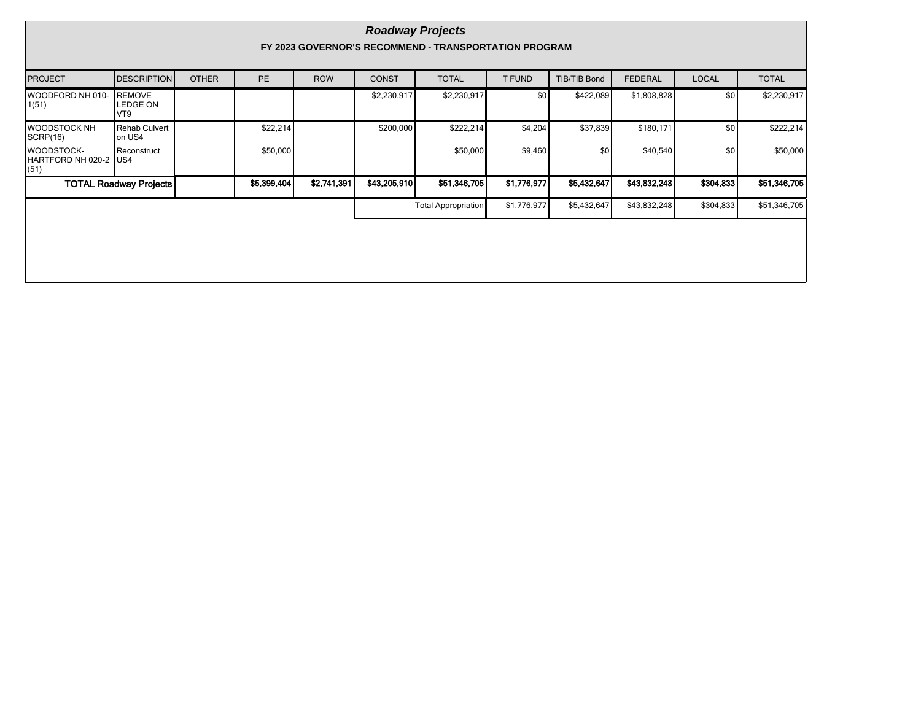## *Roadway Projects*

### FY 2023 GOVERNOR'S RECOMMEND - TRANSPORTATION PROGRAM

| PROJECT | DESCRIPTION | OTHER | PE | ROW | CONST | TOTAL | T FUND | TIB/TIB Bond | FEDERAL | LOCAL | TOTAL |
|---|---|---|---|---|---|---|---|---|---|---|---|
| WOODFORD NH 010-1(51) | REMOVE LEDGE ON VT9 | | | | $2,230,917 | $2,230,917 | $0 | $422,089 | $1,808,828 | $0 | $2,230,917 |
| WOODSTOCK NH SCRP(16) | Rehab Culvert on US4 | | $22,214 | | $200,000 | $222,214 | $4,204 | $37,839 | $180,171 | $0 | $222,214 |
| WOODSTOCK-HARTFORD NH 020-2 (51) | Reconstruct US4 | | $50,000 | | | $50,000 | $9,460 | $0 | $40,540 | $0 | $50,000 |
| **TOTAL Roadway Projects** | | | **$5,399,404** | **$2,741,391** | **$43,205,910** | **$51,346,705** | **$1,776,977** | **$5,432,647** | **$43,832,248** | **$304,833** | **$51,346,705** |
| | | | | | | Total Appropriation | $1,776,977 | $5,432,647 | $43,832,248 | $304,833 | $51,346,705 |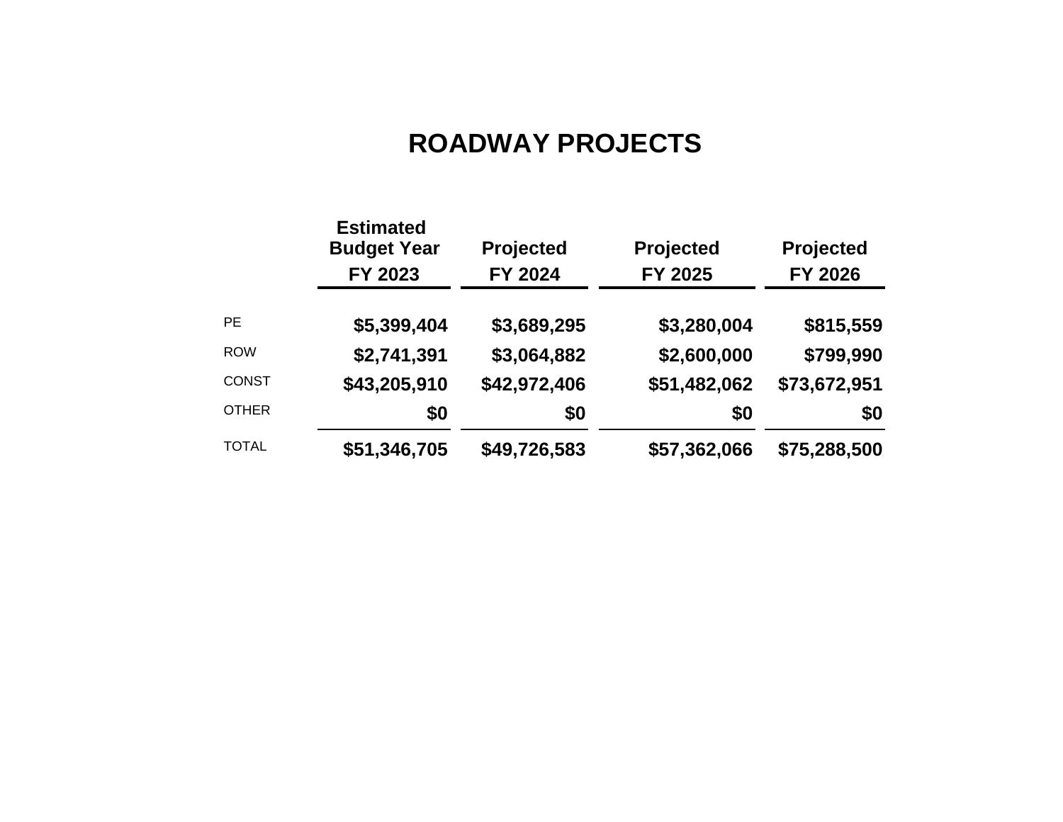# ROADWAY PROJECTS

| | Estimated Budget Year FY 2023 | Projected FY 2024 | Projected FY 2025 | Projected FY 2026 |
|---|---|---|---|---|
| PE | **$5,399,404** | **$3,689,295** | **$3,280,004** | **$815,559** |
| ROW | **$2,741,391** | **$3,064,882** | **$2,600,000** | **$799,990** |
| CONST | **$43,205,910** | **$42,972,406** | **$51,482,062** | **$73,672,951** |
| OTHER | **$0** | **$0** | **$0** | **$0** |
| TOTAL | **$51,346,705** | **$49,726,583** | **$57,362,066** | **$75,288,500** |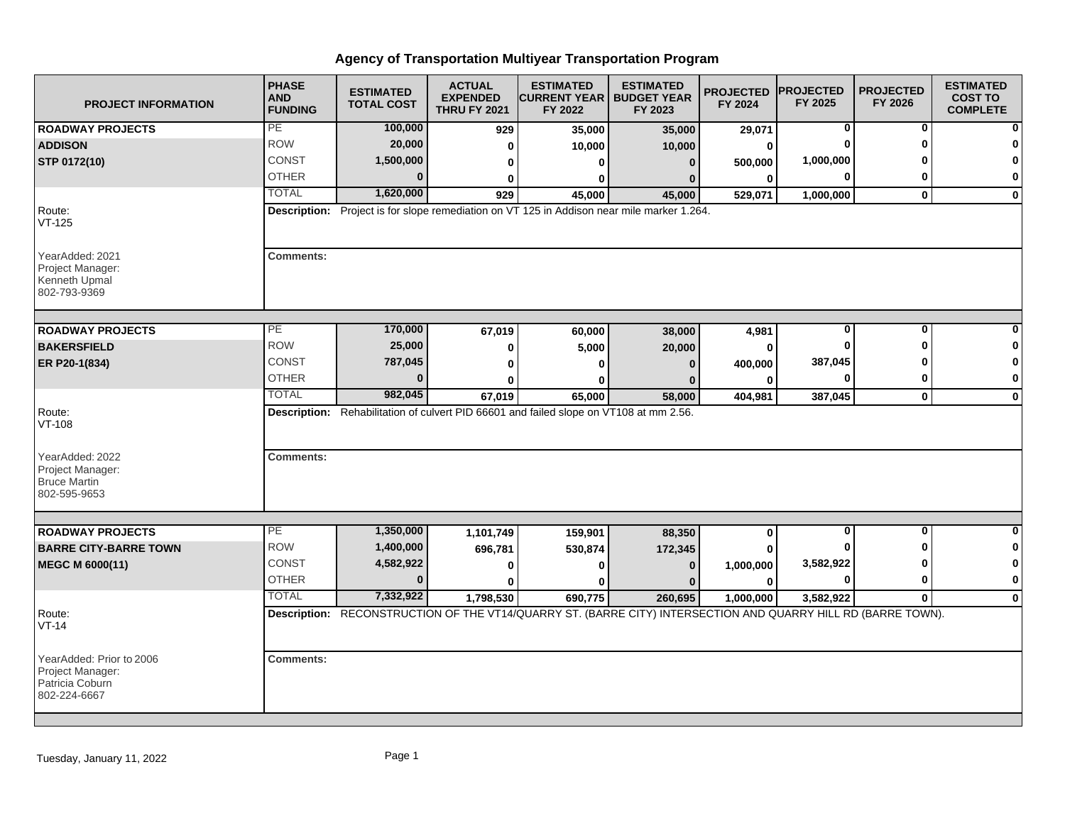# Agency of Transportation Multiyear Transportation Program

| PROJECT INFORMATION | PHASE AND FUNDING | ESTIMATED TOTAL COST | ACTUAL EXPENDED THRU FY 2021 | ESTIMATED CURRENT YEAR FY 2022 | ESTIMATED BUDGET YEAR FY 2023 | PROJECTED FY 2024 | PROJECTED FY 2025 | PROJECTED FY 2026 | ESTIMATED COST TO COMPLETE |
|---|---|---|---|---|---|---|---|---|---|
| **ROADWAY PROJECTS** | PE | 100,000 | 929 | 35,000 | 35,000 | 29,071 | 0 | 0 | 0 |
| **ADDISON** | ROW | 20,000 | 0 | 10,000 | 10,000 | 0 | 0 | 0 | 0 |
| **STP 0172(10)** | CONST | 1,500,000 | 0 | 0 | 0 | 500,000 | 1,000,000 | 0 | 0 |
| | OTHER | 0 | 0 | 0 | 0 | 0 | 0 | 0 | 0 |
| | TOTAL | 1,620,000 | 929 | 45,000 | 45,000 | 529,071 | 1,000,000 | 0 | 0 |
| Route: VT-125 | **Description:** Project is for slope remediation on VT 125 in Addison near mile marker 1.264. | | | | | | | | |
| YearAdded: 2021 Project Manager: Kenneth Upmal 802-793-9369 | **Comments:** | | | | | | | | |
| **ROADWAY PROJECTS** | PE | 170,000 | 67,019 | 60,000 | 38,000 | 4,981 | 0 | 0 | 0 |
| **BAKERSFIELD** | ROW | 25,000 | 0 | 5,000 | 20,000 | 0 | 0 | 0 | 0 |
| **ER P20-1(834)** | CONST | 787,045 | 0 | 0 | 0 | 400,000 | 387,045 | 0 | 0 |
| | OTHER | 0 | 0 | 0 | 0 | 0 | 0 | 0 | 0 |
| | TOTAL | 982,045 | 67,019 | 65,000 | 58,000 | 404,981 | 387,045 | 0 | 0 |
| Route: VT-108 | **Description:** Rehabilitation of culvert PID 66601 and failed slope on VT108 at mm 2.56. | | | | | | | | |
| YearAdded: 2022 Project Manager: Bruce Martin 802-595-9653 | **Comments:** | | | | | | | | |
| **ROADWAY PROJECTS** | PE | 1,350,000 | 1,101,749 | 159,901 | 88,350 | 0 | 0 | 0 | 0 |
| **BARRE CITY-BARRE TOWN** | ROW | 1,400,000 | 696,781 | 530,874 | 172,345 | 0 | 0 | 0 | 0 |
| **MEGC M 6000(11)** | CONST | 4,582,922 | 0 | 0 | 0 | 1,000,000 | 3,582,922 | 0 | 0 |
| | OTHER | 0 | 0 | 0 | 0 | 0 | 0 | 0 | 0 |
| | TOTAL | 7,332,922 | 1,798,530 | 690,775 | 260,695 | 1,000,000 | 3,582,922 | 0 | 0 |
| Route: VT-14 | **Description:** RECONSTRUCTION OF THE VT14/QUARRY ST. (BARRE CITY) INTERSECTION AND QUARRY HILL RD (BARRE TOWN). | | | | | | | | |
| YearAdded: Prior to 2006 Project Manager: Patricia Coburn 802-224-6667 | **Comments:** | | | | | | | | |

Tuesday, January 11, 2022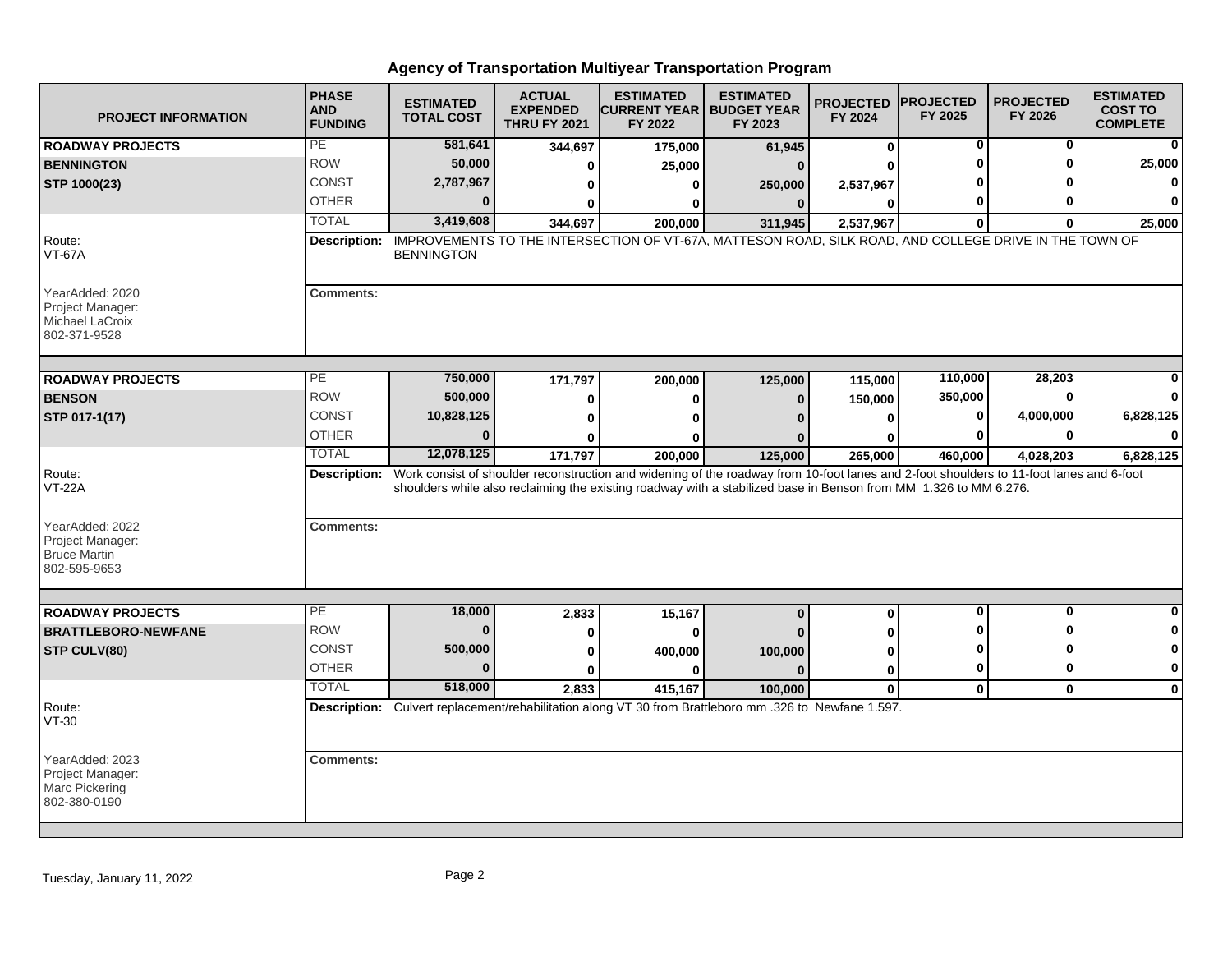# Agency of Transportation Multiyear Transportation Program

| PROJECT INFORMATION | PHASE AND FUNDING | ESTIMATED TOTAL COST | ACTUAL EXPENDED THRU FY 2021 | ESTIMATED CURRENT YEAR FY 2022 | ESTIMATED BUDGET YEAR FY 2023 | PROJECTED FY 2024 | PROJECTED FY 2025 | PROJECTED FY 2026 | ESTIMATED COST TO COMPLETE |
|---|---|---|---|---|---|---|---|---|---|
| **ROADWAY PROJECTS** | PE | 581,641 | 344,697 | 175,000 | 61,945 | 0 | 0 | 0 | 0 |
| **BENNINGTON** | ROW | 50,000 | 0 | 25,000 | 0 | 0 | 0 | 0 | 25,000 |
| **STP 1000(23)** | CONST | 2,787,967 | 0 | 0 | 250,000 | 2,537,967 | 0 | 0 | 0 |
| | OTHER | 0 | 0 | 0 | 0 | 0 | 0 | 0 | 0 |
| | TOTAL | 3,419,608 | 344,697 | 200,000 | 311,945 | 2,537,967 | 0 | 0 | 25,000 |

Route: VT-67A

**Description:** IMPROVEMENTS TO THE INTERSECTION OF VT-67A, MATTESON ROAD, SILK ROAD, AND COLLEGE DRIVE IN THE TOWN OF BENNINGTON

YearAdded: 2020
Project Manager: Michael LaCroix
802-371-9528

**Comments:**

| PROJECT INFORMATION | PHASE AND FUNDING | ESTIMATED TOTAL COST | ACTUAL EXPENDED THRU FY 2021 | ESTIMATED CURRENT YEAR FY 2022 | ESTIMATED BUDGET YEAR FY 2023 | PROJECTED FY 2024 | PROJECTED FY 2025 | PROJECTED FY 2026 | ESTIMATED COST TO COMPLETE |
|---|---|---|---|---|---|---|---|---|---|
| **ROADWAY PROJECTS** | PE | 750,000 | 171,797 | 200,000 | 125,000 | 115,000 | 110,000 | 28,203 | 0 |
| **BENSON** | ROW | 500,000 | 0 | 0 | 0 | 150,000 | 350,000 | 0 | 0 |
| **STP 017-1(17)** | CONST | 10,828,125 | 0 | 0 | 0 | 0 | 0 | 4,000,000 | 6,828,125 |
| | OTHER | 0 | 0 | 0 | 0 | 0 | 0 | 0 | 0 |
| | TOTAL | 12,078,125 | 171,797 | 200,000 | 125,000 | 265,000 | 460,000 | 4,028,203 | 6,828,125 |

Route: VT-22A

**Description:** Work consist of shoulder reconstruction and widening of the roadway from 10-foot lanes and 2-foot shoulders to 11-foot lanes and 6-foot shoulders while also reclaiming the existing roadway with a stabilized base in Benson from MM 1.326 to MM 6.276.

YearAdded: 2022
Project Manager: Bruce Martin
802-595-9653

**Comments:**

| PROJECT INFORMATION | PHASE AND FUNDING | ESTIMATED TOTAL COST | ACTUAL EXPENDED THRU FY 2021 | ESTIMATED CURRENT YEAR FY 2022 | ESTIMATED BUDGET YEAR FY 2023 | PROJECTED FY 2024 | PROJECTED FY 2025 | PROJECTED FY 2026 | ESTIMATED COST TO COMPLETE |
|---|---|---|---|---|---|---|---|---|---|
| **ROADWAY PROJECTS** | PE | 18,000 | 2,833 | 15,167 | 0 | 0 | 0 | 0 | 0 |
| **BRATTLEBORO-NEWFANE** | ROW | 0 | 0 | 0 | 0 | 0 | 0 | 0 | 0 |
| **STP CULV(80)** | CONST | 500,000 | 0 | 400,000 | 100,000 | 0 | 0 | 0 | 0 |
| | OTHER | 0 | 0 | 0 | 0 | 0 | 0 | 0 | 0 |
| | TOTAL | 518,000 | 2,833 | 415,167 | 100,000 | 0 | 0 | 0 | 0 |

Route: VT-30

**Description:** Culvert replacement/rehabilitation along VT 30 from Brattleboro mm .326 to Newfane 1.597.

YearAdded: 2023
Project Manager: Marc Pickering
802-380-0190

**Comments:**

Tuesday, January 11, 2022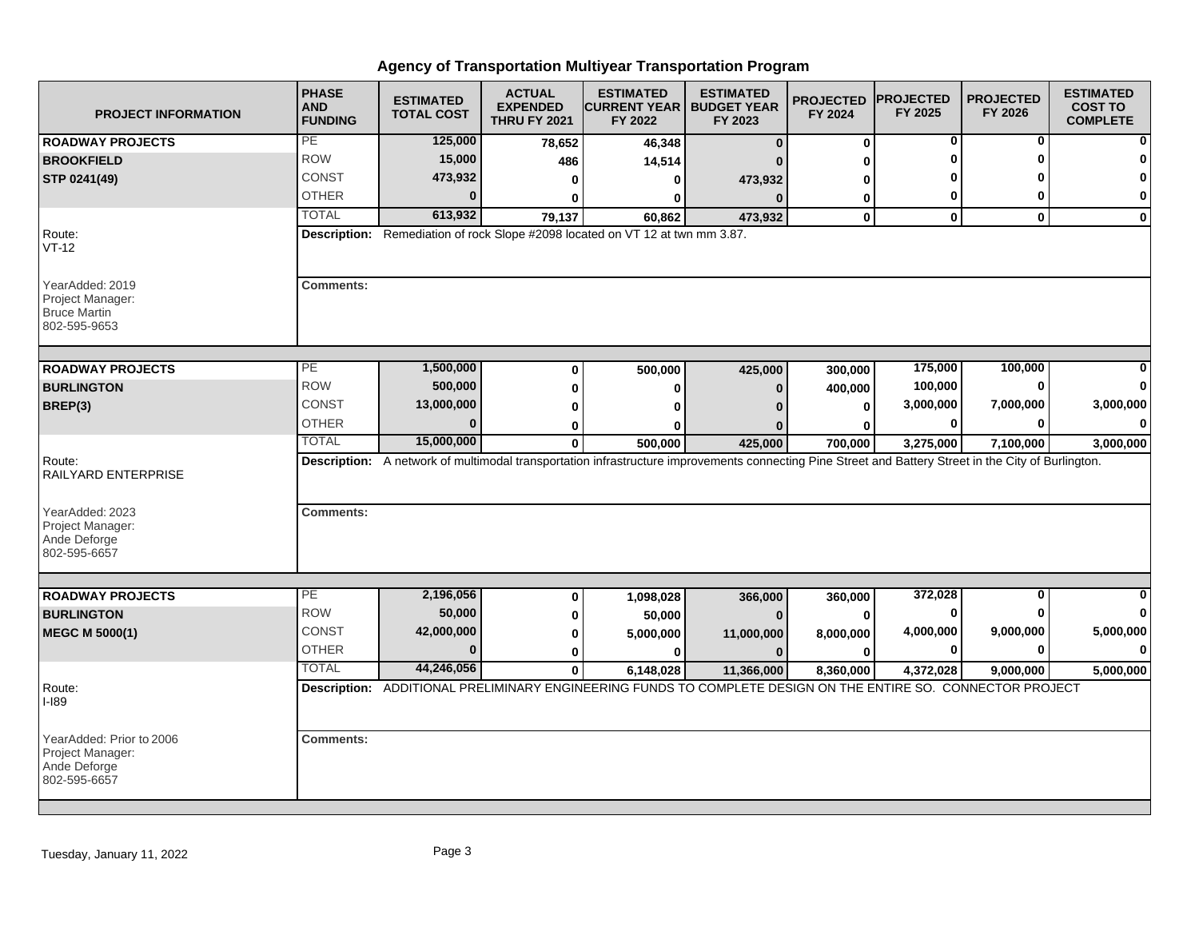# Agency of Transportation Multiyear Transportation Program

| PROJECT INFORMATION | PHASE AND FUNDING | ESTIMATED TOTAL COST | ACTUAL EXPENDED THRU FY 2021 | ESTIMATED CURRENT YEAR FY 2022 | ESTIMATED BUDGET YEAR FY 2023 | PROJECTED FY 2024 | PROJECTED FY 2025 | PROJECTED FY 2026 | ESTIMATED COST TO COMPLETE |
|---|---|---|---|---|---|---|---|---|---|
| **ROADWAY PROJECTS** | PE | 125,000 | 78,652 | 46,348 | 0 | 0 | 0 | 0 | 0 |
| **BROOKFIELD** | ROW | 15,000 | 486 | 14,514 | 0 | 0 | 0 | 0 | 0 |
| **STP 0241(49)** | CONST | 473,932 | 0 | 0 | 473,932 | 0 | 0 | 0 | 0 |
| | OTHER | 0 | 0 | 0 | 0 | 0 | 0 | 0 | 0 |
| | TOTAL | 613,932 | 79,137 | 60,862 | 473,932 | 0 | 0 | 0 | 0 |
| Route: VT-12 | **Description:** Remediation of rock Slope #2098 located on VT 12 at twn mm 3.87. | | | | | | | | |
| YearAdded: 2019<br>Project Manager:<br>Bruce Martin<br>802-595-9653 | **Comments:** | | | | | | | | |
| **ROADWAY PROJECTS** | PE | 1,500,000 | 0 | 500,000 | 425,000 | 300,000 | 175,000 | 100,000 | 0 |
| **BURLINGTON** | ROW | 500,000 | 0 | 0 | 0 | 400,000 | 100,000 | 0 | 0 |
| **BREP(3)** | CONST | 13,000,000 | 0 | 0 | 0 | 0 | 3,000,000 | 7,000,000 | 3,000,000 |
| | OTHER | 0 | 0 | 0 | 0 | 0 | 0 | 0 | 0 |
| | TOTAL | 15,000,000 | 0 | 500,000 | 425,000 | 700,000 | 3,275,000 | 7,100,000 | 3,000,000 |
| Route: RAILYARD ENTERPRISE | **Description:** A network of multimodal transportation infrastructure improvements connecting Pine Street and Battery Street in the City of Burlington. | | | | | | | | |
| YearAdded: 2023<br>Project Manager:<br>Ande Deforge<br>802-595-6657 | **Comments:** | | | | | | | | |
| **ROADWAY PROJECTS** | PE | 2,196,056 | 0 | 1,098,028 | 366,000 | 360,000 | 372,028 | 0 | 0 |
| **BURLINGTON** | ROW | 50,000 | 0 | 50,000 | 0 | 0 | 0 | 0 | 0 |
| **MEGC M 5000(1)** | CONST | 42,000,000 | 0 | 5,000,000 | 11,000,000 | 8,000,000 | 4,000,000 | 9,000,000 | 5,000,000 |
| | OTHER | 0 | 0 | 0 | 0 | 0 | 0 | 0 | 0 |
| | TOTAL | 44,246,056 | 0 | 6,148,028 | 11,366,000 | 8,360,000 | 4,372,028 | 9,000,000 | 5,000,000 |
| Route: I-I89 | **Description:** ADDITIONAL PRELIMINARY ENGINEERING FUNDS TO COMPLETE DESIGN ON THE ENTIRE SO. CONNECTOR PROJECT | | | | | | | | |
| YearAdded: Prior to 2006<br>Project Manager:<br>Ande Deforge<br>802-595-6657 | **Comments:** | | | | | | | | |

Tuesday, January 11, 2022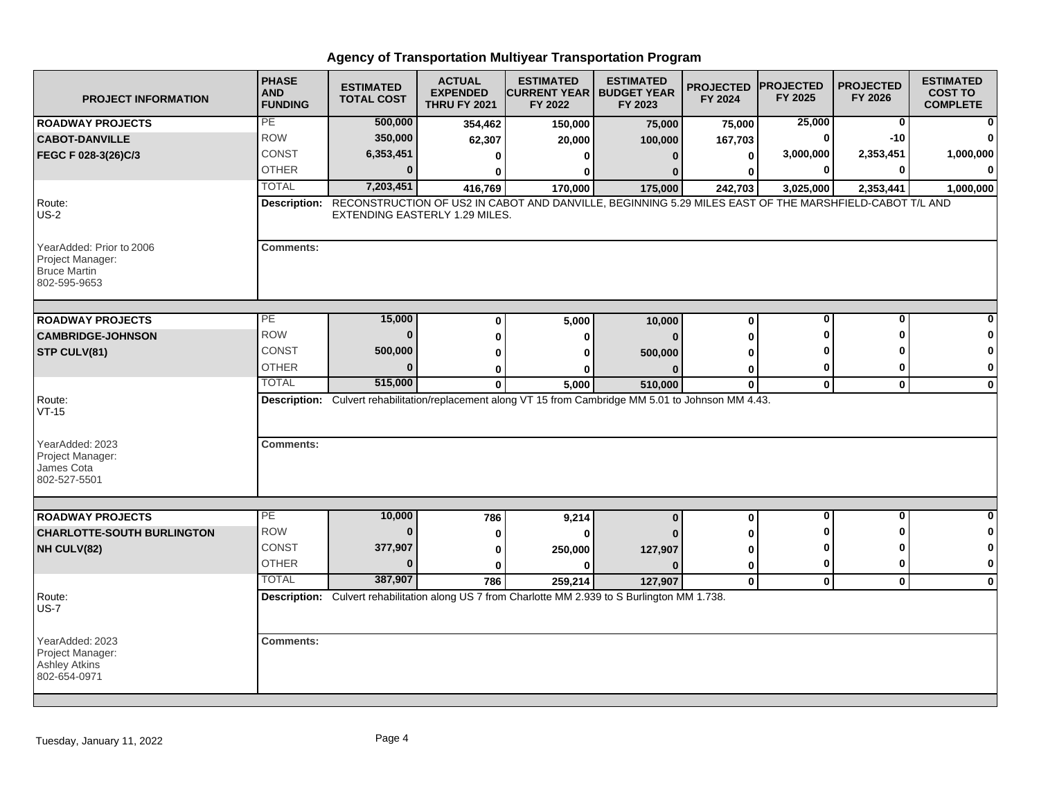# Agency of Transportation Multiyear Transportation Program

| PROJECT INFORMATION | PHASE AND FUNDING | ESTIMATED TOTAL COST | ACTUAL EXPENDED THRU FY 2021 | ESTIMATED CURRENT YEAR FY 2022 | ESTIMATED BUDGET YEAR FY 2023 | PROJECTED FY 2024 | PROJECTED FY 2025 | PROJECTED FY 2026 | ESTIMATED COST TO COMPLETE |
|---|---|---|---|---|---|---|---|---|---|
| **ROADWAY PROJECTS** | PE | 500,000 | 354,462 | 150,000 | 75,000 | 75,000 | 25,000 | 0 | 0 |
| **CABOT-DANVILLE** | ROW | 350,000 | 62,307 | 20,000 | 100,000 | 167,703 | 0 | -10 | 0 |
| **FEGC F 028-3(26)C/3** | CONST | 6,353,451 | 0 | 0 | 0 | 0 | 3,000,000 | 2,353,451 | 1,000,000 |
| | OTHER | 0 | 0 | 0 | 0 | 0 | 0 | 0 | 0 |
| | TOTAL | 7,203,451 | 416,769 | 170,000 | 175,000 | 242,703 | 3,025,000 | 2,353,441 | 1,000,000 |

Route: US-2

**Description:** RECONSTRUCTION OF US2 IN CABOT AND DANVILLE, BEGINNING 5.29 MILES EAST OF THE MARSHFIELD-CABOT T/L AND EXTENDING EASTERLY 1.29 MILES.

YearAdded: Prior to 2006
Project Manager:
Bruce Martin
802-595-9653

**Comments:**

| PROJECT INFORMATION | PHASE AND FUNDING | ESTIMATED TOTAL COST | ACTUAL EXPENDED THRU FY 2021 | ESTIMATED CURRENT YEAR FY 2022 | ESTIMATED BUDGET YEAR FY 2023 | PROJECTED FY 2024 | PROJECTED FY 2025 | PROJECTED FY 2026 | ESTIMATED COST TO COMPLETE |
|---|---|---|---|---|---|---|---|---|---|
| **ROADWAY PROJECTS** | PE | 15,000 | 0 | 5,000 | 10,000 | 0 | 0 | 0 | 0 |
| **CAMBRIDGE-JOHNSON** | ROW | 0 | 0 | 0 | 0 | 0 | 0 | 0 | 0 |
| **STP CULV(81)** | CONST | 500,000 | 0 | 0 | 500,000 | 0 | 0 | 0 | 0 |
| | OTHER | 0 | 0 | 0 | 0 | 0 | 0 | 0 | 0 |
| | TOTAL | 515,000 | 0 | 5,000 | 510,000 | 0 | 0 | 0 | 0 |

Route: VT-15

**Description:** Culvert rehabilitation/replacement along VT 15 from Cambridge MM 5.01 to Johnson MM 4.43.

YearAdded: 2023
Project Manager:
James Cota
802-527-5501

**Comments:**

| PROJECT INFORMATION | PHASE AND FUNDING | ESTIMATED TOTAL COST | ACTUAL EXPENDED THRU FY 2021 | ESTIMATED CURRENT YEAR FY 2022 | ESTIMATED BUDGET YEAR FY 2023 | PROJECTED FY 2024 | PROJECTED FY 2025 | PROJECTED FY 2026 | ESTIMATED COST TO COMPLETE |
|---|---|---|---|---|---|---|---|---|---|
| **ROADWAY PROJECTS** | PE | 10,000 | 786 | 9,214 | 0 | 0 | 0 | 0 | 0 |
| **CHARLOTTE-SOUTH BURLINGTON** | ROW | 0 | 0 | 0 | 0 | 0 | 0 | 0 | 0 |
| **NH CULV(82)** | CONST | 377,907 | 0 | 250,000 | 127,907 | 0 | 0 | 0 | 0 |
| | OTHER | 0 | 0 | 0 | 0 | 0 | 0 | 0 | 0 |
| | TOTAL | 387,907 | 786 | 259,214 | 127,907 | 0 | 0 | 0 | 0 |

Route: US-7

**Description:** Culvert rehabilitation along US 7 from Charlotte MM 2.939 to S Burlington MM 1.738.

YearAdded: 2023
Project Manager:
Ashley Atkins
802-654-0971

**Comments:**

Tuesday, January 11, 2022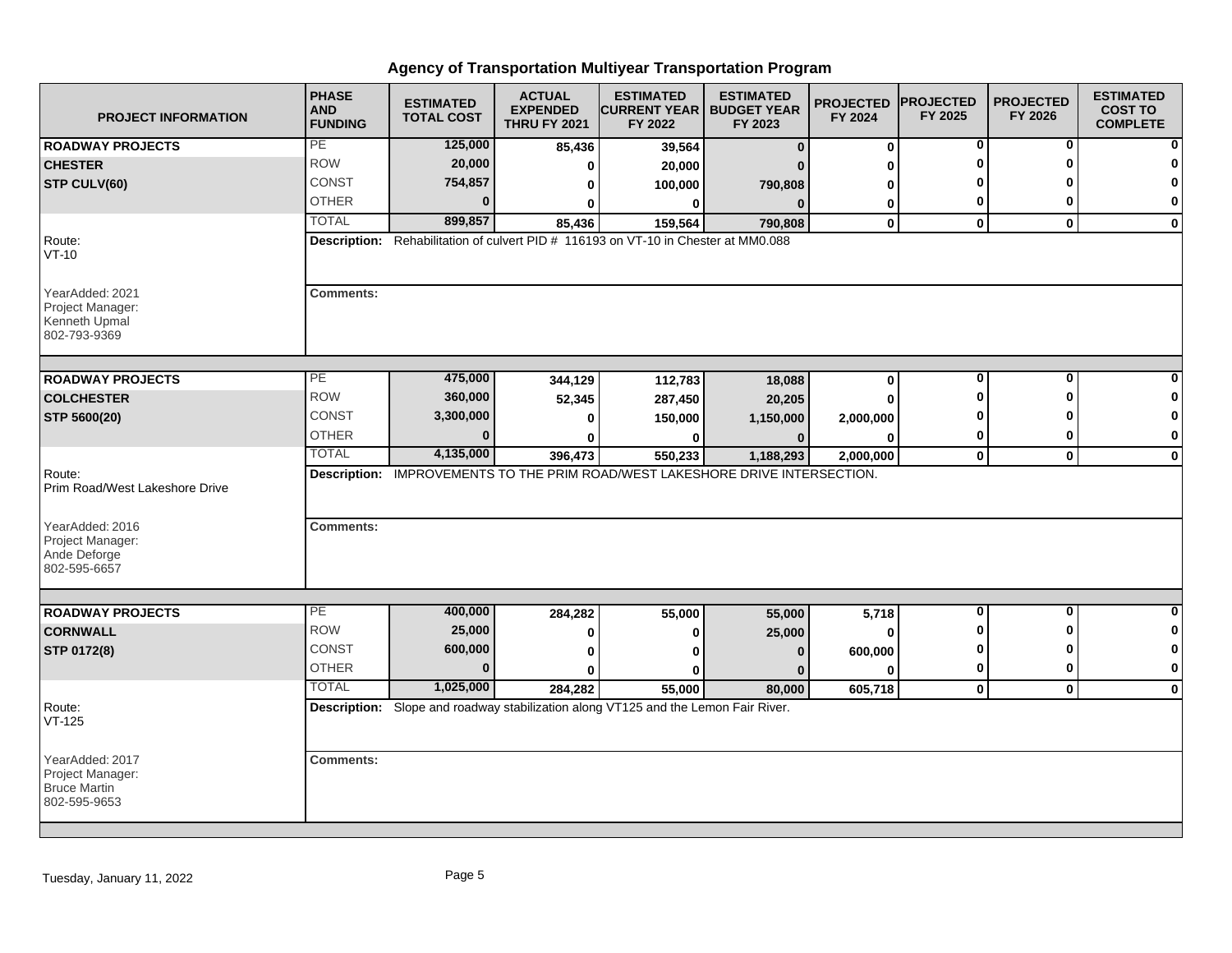# Agency of Transportation Multiyear Transportation Program

| PROJECT INFORMATION | PHASE AND FUNDING | ESTIMATED TOTAL COST | ACTUAL EXPENDED THRU FY 2021 | ESTIMATED CURRENT YEAR FY 2022 | ESTIMATED BUDGET YEAR FY 2023 | PROJECTED FY 2024 | PROJECTED FY 2025 | PROJECTED FY 2026 | ESTIMATED COST TO COMPLETE |
|---|---|---|---|---|---|---|---|---|---|
| **ROADWAY PROJECTS** | PE | 125,000 | 85,436 | 39,564 | 0 | 0 | 0 | 0 | 0 |
| **CHESTER** | ROW | 20,000 | 0 | 20,000 | 0 | 0 | 0 | 0 | 0 |
| **STP CULV(60)** | CONST | 754,857 | 0 | 100,000 | 790,808 | 0 | 0 | 0 | 0 |
| | OTHER | 0 | 0 | 0 | 0 | 0 | 0 | 0 | 0 |
| | TOTAL | 899,857 | 85,436 | 159,564 | 790,808 | 0 | 0 | 0 | 0 |

Route: VT-10

**Description:** Rehabilitation of culvert PID # 116193 on VT-10 in Chester at MM0.088

YearAdded: 2021
Project Manager: Kenneth Upmal
802-793-9369

**Comments:**

| PROJECT INFORMATION | PHASE AND FUNDING | ESTIMATED TOTAL COST | ACTUAL EXPENDED THRU FY 2021 | ESTIMATED CURRENT YEAR FY 2022 | ESTIMATED BUDGET YEAR FY 2023 | PROJECTED FY 2024 | PROJECTED FY 2025 | PROJECTED FY 2026 | ESTIMATED COST TO COMPLETE |
|---|---|---|---|---|---|---|---|---|---|
| **ROADWAY PROJECTS** | PE | 475,000 | 344,129 | 112,783 | 18,088 | 0 | 0 | 0 | 0 |
| **COLCHESTER** | ROW | 360,000 | 52,345 | 287,450 | 20,205 | 0 | 0 | 0 | 0 |
| **STP 5600(20)** | CONST | 3,300,000 | 0 | 150,000 | 1,150,000 | 2,000,000 | 0 | 0 | 0 |
| | OTHER | 0 | 0 | 0 | 0 | 0 | 0 | 0 | 0 |
| | TOTAL | 4,135,000 | 396,473 | 550,233 | 1,188,293 | 2,000,000 | 0 | 0 | 0 |

Route: Prim Road/West Lakeshore Drive

**Description:** IMPROVEMENTS TO THE PRIM ROAD/WEST LAKESHORE DRIVE INTERSECTION.

YearAdded: 2016
Project Manager: Ande Deforge
802-595-6657

**Comments:**

| PROJECT INFORMATION | PHASE AND FUNDING | ESTIMATED TOTAL COST | ACTUAL EXPENDED THRU FY 2021 | ESTIMATED CURRENT YEAR FY 2022 | ESTIMATED BUDGET YEAR FY 2023 | PROJECTED FY 2024 | PROJECTED FY 2025 | PROJECTED FY 2026 | ESTIMATED COST TO COMPLETE |
|---|---|---|---|---|---|---|---|---|---|
| **ROADWAY PROJECTS** | PE | 400,000 | 284,282 | 55,000 | 55,000 | 5,718 | 0 | 0 | 0 |
| **CORNWALL** | ROW | 25,000 | 0 | 0 | 25,000 | 0 | 0 | 0 | 0 |
| **STP 0172(8)** | CONST | 600,000 | 0 | 0 | 0 | 600,000 | 0 | 0 | 0 |
| | OTHER | 0 | 0 | 0 | 0 | 0 | 0 | 0 | 0 |
| | TOTAL | 1,025,000 | 284,282 | 55,000 | 80,000 | 605,718 | 0 | 0 | 0 |

Route: VT-125

**Description:** Slope and roadway stabilization along VT125 and the Lemon Fair River.

YearAdded: 2017
Project Manager: Bruce Martin
802-595-9653

**Comments:**

Tuesday, January 11, 2022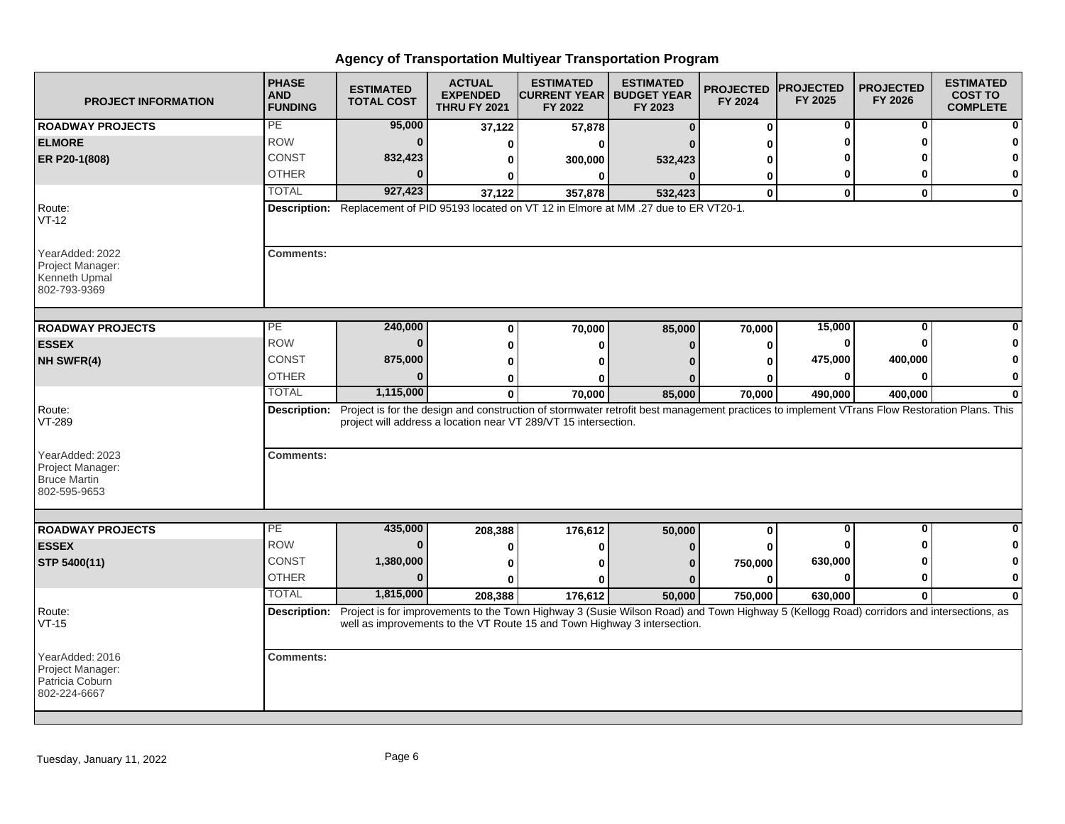# Agency of Transportation Multiyear Transportation Program

| PROJECT INFORMATION | PHASE AND FUNDING | ESTIMATED TOTAL COST | ACTUAL EXPENDED THRU FY 2021 | ESTIMATED CURRENT YEAR FY 2022 | ESTIMATED BUDGET YEAR FY 2023 | PROJECTED FY 2024 | PROJECTED FY 2025 | PROJECTED FY 2026 | ESTIMATED COST TO COMPLETE |
|---|---|---|---|---|---|---|---|---|---|
| **ROADWAY PROJECTS** | PE | **95,000** | **37,122** | **57,878** | **0** | **0** | **0** | **0** | **0** |
| **ELMORE** | ROW | **0** | **0** | **0** | **0** | **0** | **0** | **0** | **0** |
| **ER P20-1(808)** | CONST | **832,423** | **0** | **300,000** | **532,423** | **0** | **0** | **0** | **0** |
| | OTHER | **0** | **0** | **0** | **0** | **0** | **0** | **0** | **0** |
| | TOTAL | **927,423** | **37,122** | **357,878** | **532,423** | **0** | **0** | **0** | **0** |
| Route: VT-12 | **Description:** Replacement of PID 95193 located on VT 12 in Elmore at MM .27 due to ER VT20-1. | | | | | | | | |
| YearAdded: 2022 Project Manager: Kenneth Upmal 802-793-9369 | **Comments:** | | | | | | | | |
| **ROADWAY PROJECTS** | PE | **240,000** | **0** | **70,000** | **85,000** | **70,000** | **15,000** | **0** | **0** |
| **ESSEX** | ROW | **0** | **0** | **0** | **0** | **0** | **0** | **0** | **0** |
| **NH SWFR(4)** | CONST | **875,000** | **0** | **0** | **0** | **0** | **475,000** | **400,000** | **0** |
| | OTHER | **0** | **0** | **0** | **0** | **0** | **0** | **0** | **0** |
| | TOTAL | **1,115,000** | **0** | **70,000** | **85,000** | **70,000** | **490,000** | **400,000** | **0** |
| Route: VT-289 | **Description:** Project is for the design and construction of stormwater retrofit best management practices to implement VTrans Flow Restoration Plans. This project will address a location near VT 289/VT 15 intersection. | | | | | | | | |
| YearAdded: 2023 Project Manager: Bruce Martin 802-595-9653 | **Comments:** | | | | | | | | |
| **ROADWAY PROJECTS** | PE | **435,000** | **208,388** | **176,612** | **50,000** | **0** | **0** | **0** | **0** |
| **ESSEX** | ROW | **0** | **0** | **0** | **0** | **0** | **0** | **0** | **0** |
| **STP 5400(11)** | CONST | **1,380,000** | **0** | **0** | **0** | **750,000** | **630,000** | **0** | **0** |
| | OTHER | **0** | **0** | **0** | **0** | **0** | **0** | **0** | **0** |
| | TOTAL | **1,815,000** | **208,388** | **176,612** | **50,000** | **750,000** | **630,000** | **0** | **0** |
| Route: VT-15 | **Description:** Project is for improvements to the Town Highway 3 (Susie Wilson Road) and Town Highway 5 (Kellogg Road) corridors and intersections, as well as improvements to the VT Route 15 and Town Highway 3 intersection. | | | | | | | | |
| YearAdded: 2016 Project Manager: Patricia Coburn 802-224-6667 | **Comments:** | | | | | | | | |

Tuesday, January 11, 2022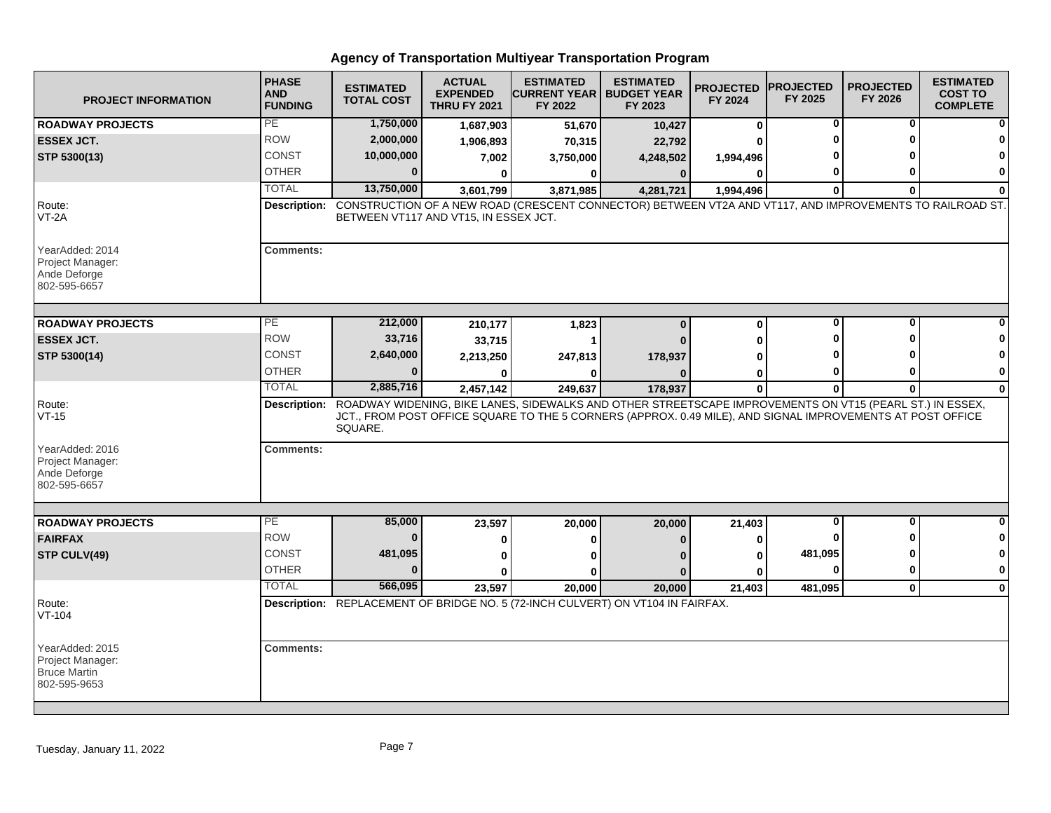# Agency of Transportation Multiyear Transportation Program

| PROJECT INFORMATION | PHASE AND FUNDING | ESTIMATED TOTAL COST | ACTUAL EXPENDED THRU FY 2021 | ESTIMATED CURRENT YEAR FY 2022 | ESTIMATED BUDGET YEAR FY 2023 | PROJECTED FY 2024 | PROJECTED FY 2025 | PROJECTED FY 2026 | ESTIMATED COST TO COMPLETE |
|---|---|---|---|---|---|---|---|---|---|
| **ROADWAY PROJECTS** | PE | **1,750,000** | **1,687,903** | **51,670** | **10,427** | **0** | **0** | **0** | **0** |
| **ESSEX JCT.** | ROW | **2,000,000** | **1,906,893** | **70,315** | **22,792** | **0** | **0** | **0** | **0** |
| **STP 5300(13)** | CONST | **10,000,000** | **7,002** | **3,750,000** | **4,248,502** | **1,994,496** | **0** | **0** | **0** |
| | OTHER | **0** | **0** | **0** | **0** | **0** | **0** | **0** | **0** |
| | TOTAL | **13,750,000** | **3,601,799** | **3,871,985** | **4,281,721** | **1,994,496** | **0** | **0** | **0** |
| Route: VT-2A | **Description:** | CONSTRUCTION OF A NEW ROAD (CRESCENT CONNECTOR) BETWEEN VT2A AND VT117, AND IMPROVEMENTS TO RAILROAD ST. BETWEEN VT117 AND VT15, IN ESSEX JCT. | | | | | | | |
| YearAdded: 2014 Project Manager: Ande Deforge 802-595-6657 | **Comments:** | | | | | | | | |
| **ROADWAY PROJECTS** | PE | **212,000** | **210,177** | **1,823** | **0** | **0** | **0** | **0** | **0** |
| **ESSEX JCT.** | ROW | **33,716** | **33,715** | **1** | **0** | **0** | **0** | **0** | **0** |
| **STP 5300(14)** | CONST | **2,640,000** | **2,213,250** | **247,813** | **178,937** | **0** | **0** | **0** | **0** |
| | OTHER | **0** | **0** | **0** | **0** | **0** | **0** | **0** | **0** |
| | TOTAL | **2,885,716** | **2,457,142** | **249,637** | **178,937** | **0** | **0** | **0** | **0** |
| Route: VT-15 | **Description:** | ROADWAY WIDENING, BIKE LANES, SIDEWALKS AND OTHER STREETSCAPE IMPROVEMENTS ON VT15 (PEARL ST.) IN ESSEX, JCT., FROM POST OFFICE SQUARE TO THE 5 CORNERS (APPROX. 0.49 MILE), AND SIGNAL IMPROVEMENTS AT POST OFFICE SQUARE. | | | | | | | |
| YearAdded: 2016 Project Manager: Ande Deforge 802-595-6657 | **Comments:** | | | | | | | | |
| **ROADWAY PROJECTS** | PE | **85,000** | **23,597** | **20,000** | **20,000** | **21,403** | **0** | **0** | **0** |
| **FAIRFAX** | ROW | **0** | **0** | **0** | **0** | **0** | **0** | **0** | **0** |
| **STP CULV(49)** | CONST | **481,095** | **0** | **0** | **0** | **0** | **481,095** | **0** | **0** |
| | OTHER | **0** | **0** | **0** | **0** | **0** | **0** | **0** | **0** |
| | TOTAL | **566,095** | **23,597** | **20,000** | **20,000** | **21,403** | **481,095** | **0** | **0** |
| Route: VT-104 | **Description:** | REPLACEMENT OF BRIDGE NO. 5 (72-INCH CULVERT) ON VT104 IN FAIRFAX. | | | | | | | |
| YearAdded: 2015 Project Manager: Bruce Martin 802-595-9653 | **Comments:** | | | | | | | | |

Tuesday, January 11, 2022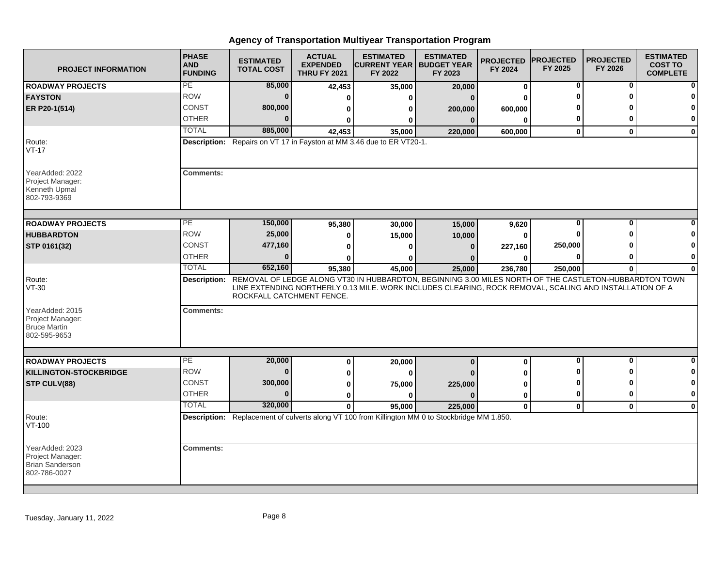# Agency of Transportation Multiyear Transportation Program

| PROJECT INFORMATION | PHASE AND FUNDING | ESTIMATED TOTAL COST | ACTUAL EXPENDED THRU FY 2021 | ESTIMATED CURRENT YEAR FY 2022 | ESTIMATED BUDGET YEAR FY 2023 | PROJECTED FY 2024 | PROJECTED FY 2025 | PROJECTED FY 2026 | ESTIMATED COST TO COMPLETE |
|---|---|---|---|---|---|---|---|---|---|
| **ROADWAY PROJECTS** | PE | 85,000 | 42,453 | 35,000 | 20,000 | 0 | 0 | 0 | 0 |
| **FAYSTON** | ROW | 0 | 0 | 0 | 0 | 0 | 0 | 0 | 0 |
| **ER P20-1(514)** | CONST | 800,000 | 0 | 0 | 200,000 | 600,000 | 0 | 0 | 0 |
| | OTHER | 0 | 0 | 0 | 0 | 0 | 0 | 0 | 0 |
| | TOTAL | 885,000 | 42,453 | 35,000 | 220,000 | 600,000 | 0 | 0 | 0 |

Route: VT-17

**Description:** Repairs on VT 17 in Fayston at MM 3.46 due to ER VT20-1.

YearAdded: 2022
Project Manager: Kenneth Upmal 802-793-9369

**Comments:**

| PROJECT INFORMATION | PHASE AND FUNDING | ESTIMATED TOTAL COST | ACTUAL EXPENDED THRU FY 2021 | ESTIMATED CURRENT YEAR FY 2022 | ESTIMATED BUDGET YEAR FY 2023 | PROJECTED FY 2024 | PROJECTED FY 2025 | PROJECTED FY 2026 | ESTIMATED COST TO COMPLETE |
|---|---|---|---|---|---|---|---|---|---|
| **ROADWAY PROJECTS** | PE | 150,000 | 95,380 | 30,000 | 15,000 | 9,620 | 0 | 0 | 0 |
| **HUBBARDTON** | ROW | 25,000 | 0 | 15,000 | 10,000 | 0 | 0 | 0 | 0 |
| **STP 0161(32)** | CONST | 477,160 | 0 | 0 | 0 | 227,160 | 250,000 | 0 | 0 |
| | OTHER | 0 | 0 | 0 | 0 | 0 | 0 | 0 | 0 |
| | TOTAL | 652,160 | 95,380 | 45,000 | 25,000 | 236,780 | 250,000 | 0 | 0 |

Route: VT-30

**Description:** REMOVAL OF LEDGE ALONG VT30 IN HUBBARDTON, BEGINNING 3.00 MILES NORTH OF THE CASTLETON-HUBBARDTON TOWN LINE EXTENDING NORTHERLY 0.13 MILE. WORK INCLUDES CLEARING, ROCK REMOVAL, SCALING AND INSTALLATION OF A ROCKFALL CATCHMENT FENCE.

YearAdded: 2015
Project Manager: Bruce Martin 802-595-9653

**Comments:**

| PROJECT INFORMATION | PHASE AND FUNDING | ESTIMATED TOTAL COST | ACTUAL EXPENDED THRU FY 2021 | ESTIMATED CURRENT YEAR FY 2022 | ESTIMATED BUDGET YEAR FY 2023 | PROJECTED FY 2024 | PROJECTED FY 2025 | PROJECTED FY 2026 | ESTIMATED COST TO COMPLETE |
|---|---|---|---|---|---|---|---|---|---|
| **ROADWAY PROJECTS** | PE | 20,000 | 0 | 20,000 | 0 | 0 | 0 | 0 | 0 |
| **KILLINGTON-STOCKBRIDGE** | ROW | 0 | 0 | 0 | 0 | 0 | 0 | 0 | 0 |
| **STP CULV(88)** | CONST | 300,000 | 0 | 75,000 | 225,000 | 0 | 0 | 0 | 0 |
| | OTHER | 0 | 0 | 0 | 0 | 0 | 0 | 0 | 0 |
| | TOTAL | 320,000 | 0 | 95,000 | 225,000 | 0 | 0 | 0 | 0 |

Route: VT-100

**Description:** Replacement of culverts along VT 100 from Killington MM 0 to Stockbridge MM 1.850.

YearAdded: 2023
Project Manager: Brian Sanderson 802-786-0027

**Comments:**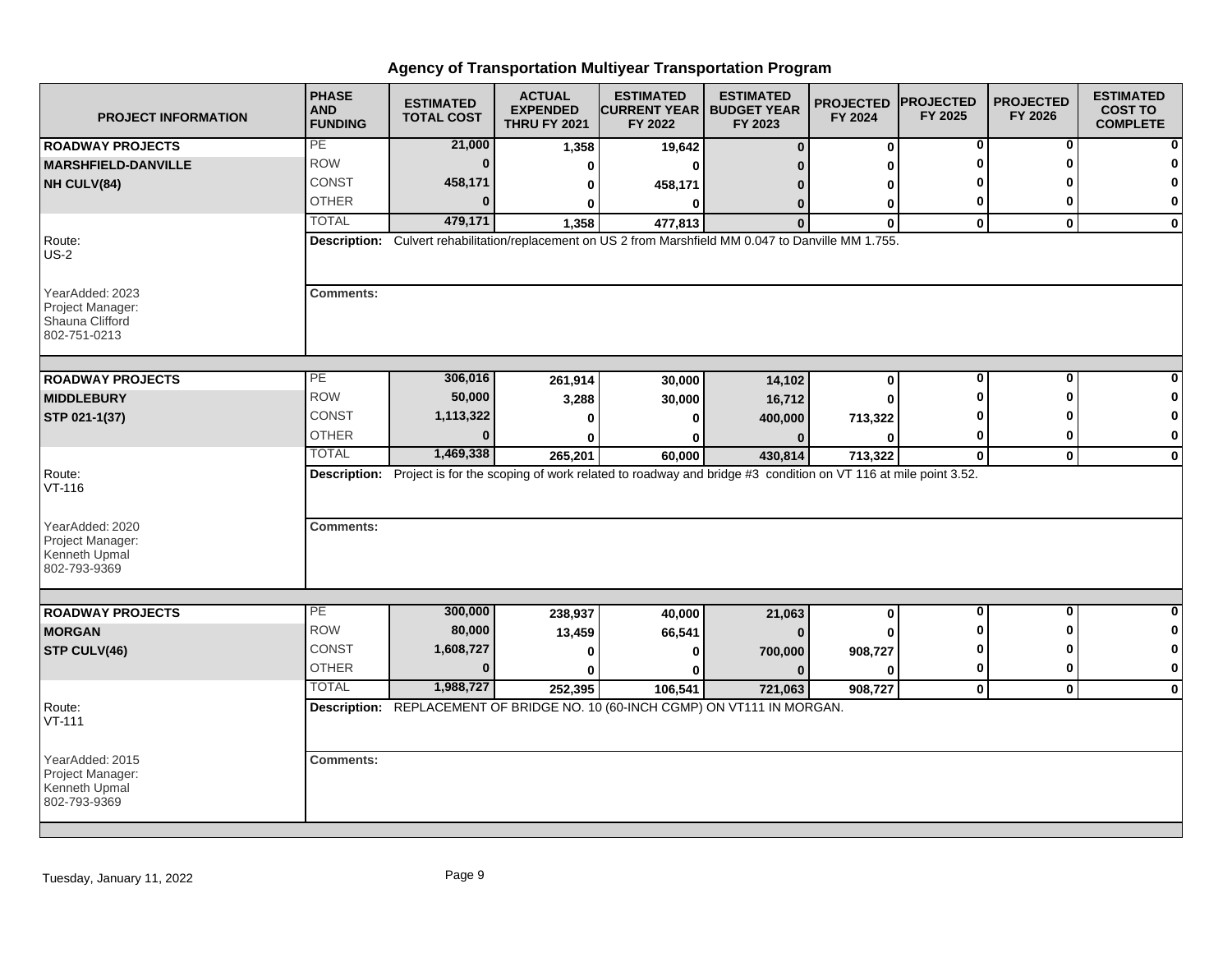# Agency of Transportation Multiyear Transportation Program

| PROJECT INFORMATION | PHASE AND FUNDING | ESTIMATED TOTAL COST | ACTUAL EXPENDED THRU FY 2021 | ESTIMATED CURRENT YEAR FY 2022 | ESTIMATED BUDGET YEAR FY 2023 | PROJECTED FY 2024 | PROJECTED FY 2025 | PROJECTED FY 2026 | ESTIMATED COST TO COMPLETE |
|---|---|---|---|---|---|---|---|---|---|
| **ROADWAY PROJECTS** | PE | **21,000** | **1,358** | **19,642** | **0** | **0** | **0** | **0** | **0** |
| **MARSHFIELD-DANVILLE** | ROW | **0** | **0** | **0** | **0** | **0** | **0** | **0** | **0** |
| **NH CULV(84)** | CONST | **458,171** | **0** | **458,171** | **0** | **0** | **0** | **0** | **0** |
| | OTHER | **0** | **0** | **0** | **0** | **0** | **0** | **0** | **0** |
| | TOTAL | **479,171** | **1,358** | **477,813** | **0** | **0** | **0** | **0** | **0** |
| Route: US-2 | **Description:** Culvert rehabilitation/replacement on US 2 from Marshfield MM 0.047 to Danville MM 1.755. | | | | | | | | |
| YearAdded: 2023<br>Project Manager:<br>Shauna Clifford<br>802-751-0213 | **Comments:** | | | | | | | | |
| **ROADWAY PROJECTS** | PE | **306,016** | **261,914** | **30,000** | **14,102** | **0** | **0** | **0** | **0** |
| **MIDDLEBURY** | ROW | **50,000** | **3,288** | **30,000** | **16,712** | **0** | **0** | **0** | **0** |
| **STP 021-1(37)** | CONST | **1,113,322** | **0** | **0** | **400,000** | **713,322** | **0** | **0** | **0** |
| | OTHER | **0** | **0** | **0** | **0** | **0** | **0** | **0** | **0** |
| | TOTAL | **1,469,338** | **265,201** | **60,000** | **430,814** | **713,322** | **0** | **0** | **0** |
| Route: VT-116 | **Description:** Project is for the scoping of work related to roadway and bridge #3 condition on VT 116 at mile point 3.52. | | | | | | | | |
| YearAdded: 2020<br>Project Manager:<br>Kenneth Upmal<br>802-793-9369 | **Comments:** | | | | | | | | |
| **ROADWAY PROJECTS** | PE | **300,000** | **238,937** | **40,000** | **21,063** | **0** | **0** | **0** | **0** |
| **MORGAN** | ROW | **80,000** | **13,459** | **66,541** | **0** | **0** | **0** | **0** | **0** |
| **STP CULV(46)** | CONST | **1,608,727** | **0** | **0** | **700,000** | **908,727** | **0** | **0** | **0** |
| | OTHER | **0** | **0** | **0** | **0** | **0** | **0** | **0** | **0** |
| | TOTAL | **1,988,727** | **252,395** | **106,541** | **721,063** | **908,727** | **0** | **0** | **0** |
| Route: VT-111 | **Description:** REPLACEMENT OF BRIDGE NO. 10 (60-INCH CGMP) ON VT111 IN MORGAN. | | | | | | | | |
| YearAdded: 2015<br>Project Manager:<br>Kenneth Upmal<br>802-793-9369 | **Comments:** | | | | | | | | |

Tuesday, January 11, 2022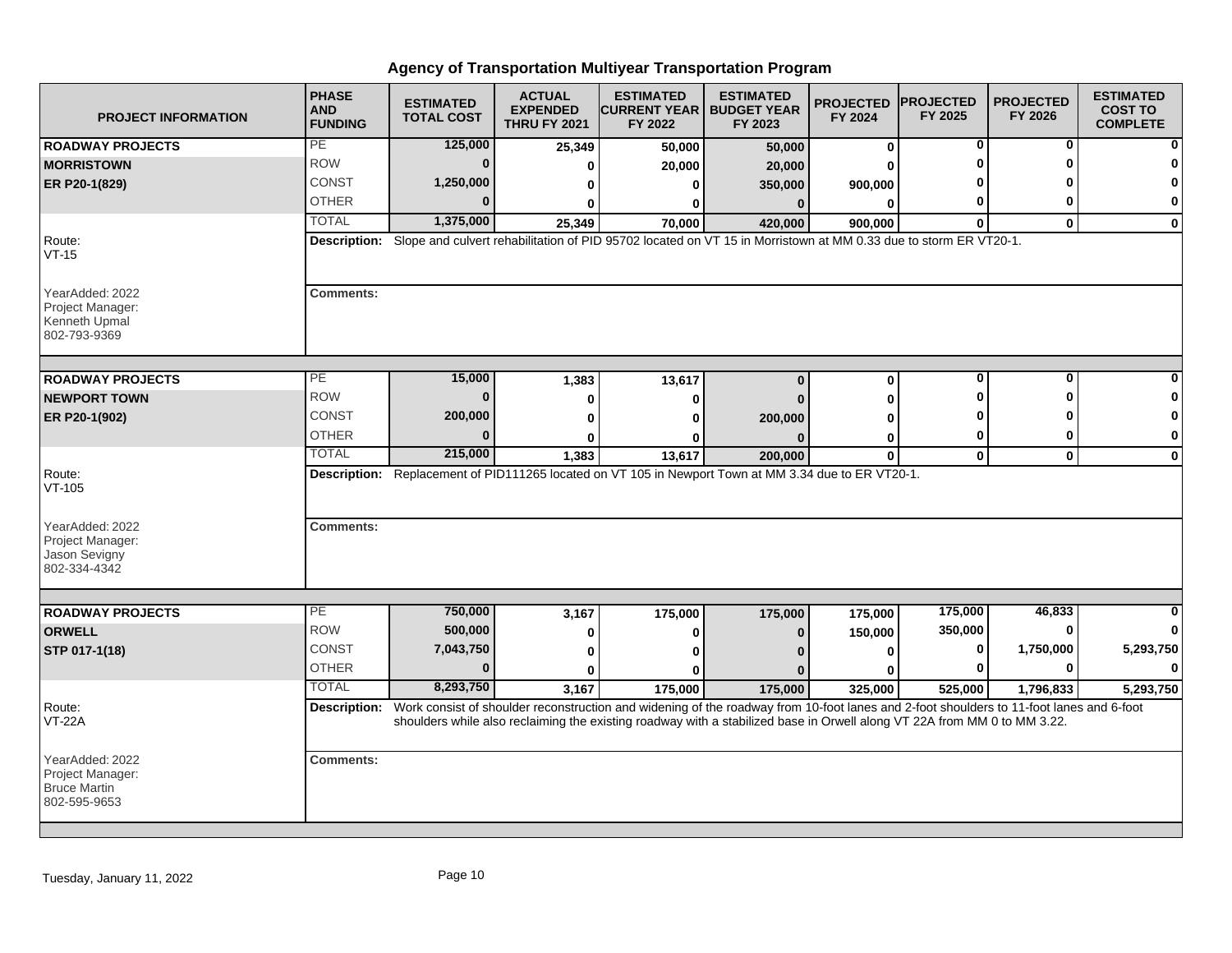# Agency of Transportation Multiyear Transportation Program

| PROJECT INFORMATION | PHASE AND FUNDING | ESTIMATED TOTAL COST | ACTUAL EXPENDED THRU FY 2021 | ESTIMATED CURRENT YEAR FY 2022 | ESTIMATED BUDGET YEAR FY 2023 | PROJECTED FY 2024 | PROJECTED FY 2025 | PROJECTED FY 2026 | ESTIMATED COST TO COMPLETE |
|---|---|---|---|---|---|---|---|---|---|
| **ROADWAY PROJECTS** | PE | 125,000 | 25,349 | 50,000 | 50,000 | 0 | 0 | 0 | 0 |
| **MORRISTOWN** | ROW | 0 | 0 | 20,000 | 20,000 | 0 | 0 | 0 | 0 |
| **ER P20-1(829)** | CONST | 1,250,000 | 0 | 0 | 350,000 | 900,000 | 0 | 0 | 0 |
| | OTHER | 0 | 0 | 0 | 0 | 0 | 0 | 0 | 0 |
| | TOTAL | 1,375,000 | 25,349 | 70,000 | 420,000 | 900,000 | 0 | 0 | 0 |

Route: VT-15

**Description:** Slope and culvert rehabilitation of PID 95702 located on VT 15 in Morristown at MM 0.33 due to storm ER VT20-1.

YearAdded: 2022
Project Manager: Kenneth Upmal
802-793-9369

**Comments:**

| PROJECT INFORMATION | PHASE AND FUNDING | ESTIMATED TOTAL COST | ACTUAL EXPENDED THRU FY 2021 | ESTIMATED CURRENT YEAR FY 2022 | ESTIMATED BUDGET YEAR FY 2023 | PROJECTED FY 2024 | PROJECTED FY 2025 | PROJECTED FY 2026 | ESTIMATED COST TO COMPLETE |
|---|---|---|---|---|---|---|---|---|---|
| **ROADWAY PROJECTS** | PE | 15,000 | 1,383 | 13,617 | 0 | 0 | 0 | 0 | 0 |
| **NEWPORT TOWN** | ROW | 0 | 0 | 0 | 0 | 0 | 0 | 0 | 0 |
| **ER P20-1(902)** | CONST | 200,000 | 0 | 0 | 200,000 | 0 | 0 | 0 | 0 |
| | OTHER | 0 | 0 | 0 | 0 | 0 | 0 | 0 | 0 |
| | TOTAL | 215,000 | 1,383 | 13,617 | 200,000 | 0 | 0 | 0 | 0 |

Route: VT-105

**Description:** Replacement of PID111265 located on VT 105 in Newport Town at MM 3.34 due to ER VT20-1.

YearAdded: 2022
Project Manager: Jason Sevigny
802-334-4342

**Comments:**

| PROJECT INFORMATION | PHASE AND FUNDING | ESTIMATED TOTAL COST | ACTUAL EXPENDED THRU FY 2021 | ESTIMATED CURRENT YEAR FY 2022 | ESTIMATED BUDGET YEAR FY 2023 | PROJECTED FY 2024 | PROJECTED FY 2025 | PROJECTED FY 2026 | ESTIMATED COST TO COMPLETE |
|---|---|---|---|---|---|---|---|---|---|
| **ROADWAY PROJECTS** | PE | 750,000 | 3,167 | 175,000 | 175,000 | 175,000 | 175,000 | 46,833 | 0 |
| **ORWELL** | ROW | 500,000 | 0 | 0 | 0 | 150,000 | 350,000 | 0 | 0 |
| **STP 017-1(18)** | CONST | 7,043,750 | 0 | 0 | 0 | 0 | 0 | 1,750,000 | 5,293,750 |
| | OTHER | 0 | 0 | 0 | 0 | 0 | 0 | 0 | 0 |
| | TOTAL | 8,293,750 | 3,167 | 175,000 | 175,000 | 325,000 | 525,000 | 1,796,833 | 5,293,750 |

Route: VT-22A

**Description:** Work consist of shoulder reconstruction and widening of the roadway from 10-foot lanes and 2-foot shoulders to 11-foot lanes and 6-foot shoulders while also reclaiming the existing roadway with a stabilized base in Orwell along VT 22A from MM 0 to MM 3.22.

YearAdded: 2022
Project Manager: Bruce Martin
802-595-9653

**Comments:**

Tuesday, January 11, 2022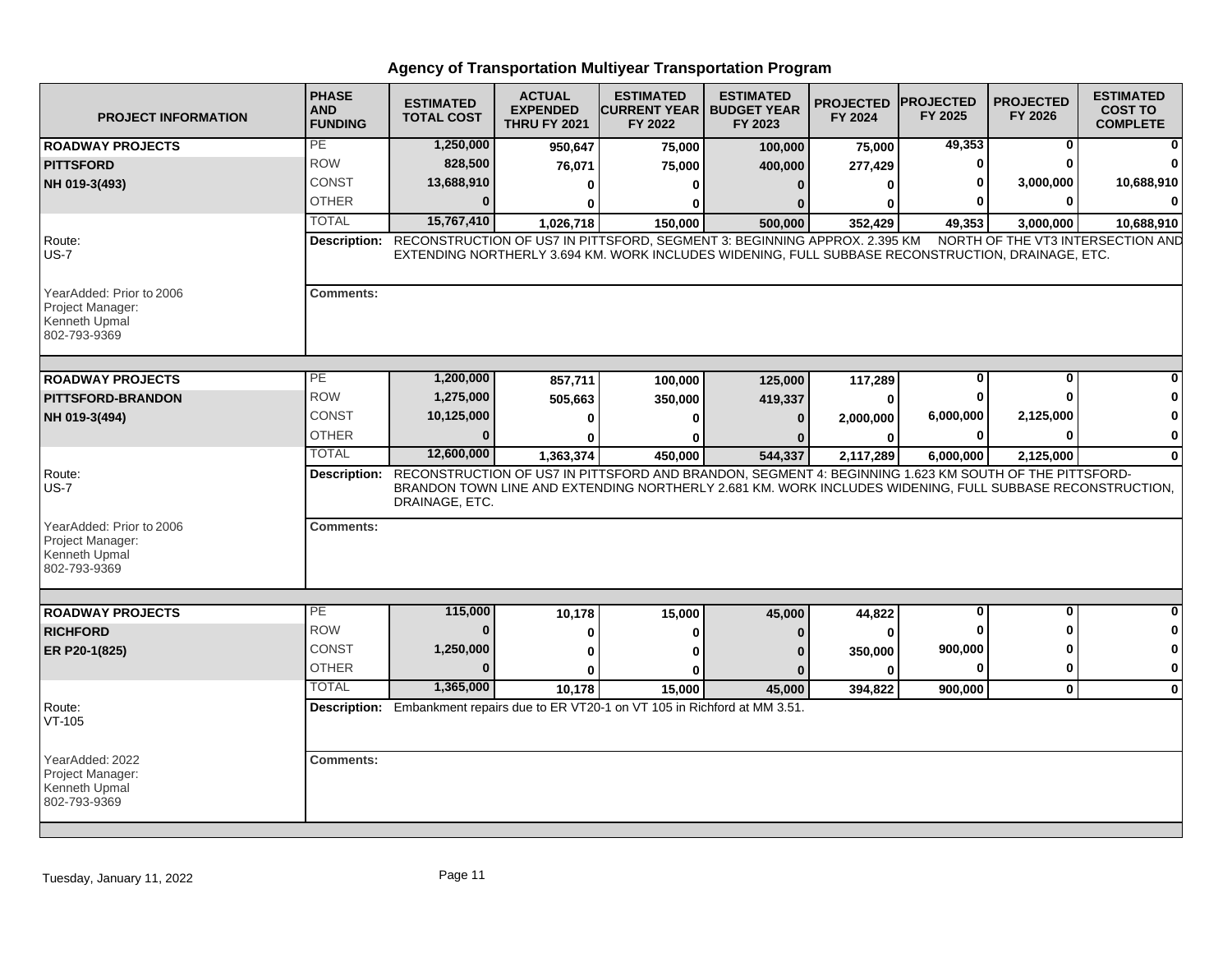# Agency of Transportation Multiyear Transportation Program

| PROJECT INFORMATION | PHASE AND FUNDING | ESTIMATED TOTAL COST | ACTUAL EXPENDED THRU FY 2021 | ESTIMATED CURRENT YEAR FY 2022 | ESTIMATED BUDGET YEAR FY 2023 | PROJECTED FY 2024 | PROJECTED FY 2025 | PROJECTED FY 2026 | ESTIMATED COST TO COMPLETE |
|---|---|---|---|---|---|---|---|---|---|
| **ROADWAY PROJECTS** | PE | 1,250,000 | 950,647 | 75,000 | 100,000 | 75,000 | 49,353 | 0 | 0 |
| **PITTSFORD** | ROW | 828,500 | 76,071 | 75,000 | 400,000 | 277,429 | 0 | 0 | 0 |
| **NH 019-3(493)** | CONST | 13,688,910 | 0 | 0 | 0 | 0 | 0 | 3,000,000 | 10,688,910 |
| | OTHER | 0 | 0 | 0 | 0 | 0 | 0 | 0 | 0 |
| | TOTAL | 15,767,410 | 1,026,718 | 150,000 | 500,000 | 352,429 | 49,353 | 3,000,000 | 10,688,910 |

Route: US-7

**Description:** RECONSTRUCTION OF US7 IN PITTSFORD, SEGMENT 3: BEGINNING APPROX. 2.395 KM NORTH OF THE VT3 INTERSECTION AND EXTENDING NORTHERLY 3.694 KM. WORK INCLUDES WIDENING, FULL SUBBASE RECONSTRUCTION, DRAINAGE, ETC.

YearAdded: Prior to 2006
Project Manager:
Kenneth Upmal
802-793-9369

**Comments:**

| PROJECT INFORMATION | PHASE AND FUNDING | ESTIMATED TOTAL COST | ACTUAL EXPENDED THRU FY 2021 | ESTIMATED CURRENT YEAR FY 2022 | ESTIMATED BUDGET YEAR FY 2023 | PROJECTED FY 2024 | PROJECTED FY 2025 | PROJECTED FY 2026 | ESTIMATED COST TO COMPLETE |
|---|---|---|---|---|---|---|---|---|---|
| **ROADWAY PROJECTS** | PE | 1,200,000 | 857,711 | 100,000 | 125,000 | 117,289 | 0 | 0 | 0 |
| **PITTSFORD-BRANDON** | ROW | 1,275,000 | 505,663 | 350,000 | 419,337 | 0 | 0 | 0 | 0 |
| **NH 019-3(494)** | CONST | 10,125,000 | 0 | 0 | 0 | 2,000,000 | 6,000,000 | 2,125,000 | 0 |
| | OTHER | 0 | 0 | 0 | 0 | 0 | 0 | 0 | 0 |
| | TOTAL | 12,600,000 | 1,363,374 | 450,000 | 544,337 | 2,117,289 | 6,000,000 | 2,125,000 | 0 |

Route: US-7

**Description:** RECONSTRUCTION OF US7 IN PITTSFORD AND BRANDON, SEGMENT 4: BEGINNING 1.623 KM SOUTH OF THE PITTSFORD-BRANDON TOWN LINE AND EXTENDING NORTHERLY 2.681 KM. WORK INCLUDES WIDENING, FULL SUBBASE RECONSTRUCTION, DRAINAGE, ETC.

YearAdded: Prior to 2006
Project Manager:
Kenneth Upmal
802-793-9369

**Comments:**

| PROJECT INFORMATION | PHASE AND FUNDING | ESTIMATED TOTAL COST | ACTUAL EXPENDED THRU FY 2021 | ESTIMATED CURRENT YEAR FY 2022 | ESTIMATED BUDGET YEAR FY 2023 | PROJECTED FY 2024 | PROJECTED FY 2025 | PROJECTED FY 2026 | ESTIMATED COST TO COMPLETE |
|---|---|---|---|---|---|---|---|---|---|
| **ROADWAY PROJECTS** | PE | 115,000 | 10,178 | 15,000 | 45,000 | 44,822 | 0 | 0 | 0 |
| **RICHFORD** | ROW | 0 | 0 | 0 | 0 | 0 | 0 | 0 | 0 |
| **ER P20-1(825)** | CONST | 1,250,000 | 0 | 0 | 0 | 350,000 | 900,000 | 0 | 0 |
| | OTHER | 0 | 0 | 0 | 0 | 0 | 0 | 0 | 0 |
| | TOTAL | 1,365,000 | 10,178 | 15,000 | 45,000 | 394,822 | 900,000 | 0 | 0 |

Route: VT-105

**Description:** Embankment repairs due to ER VT20-1 on VT 105 in Richford at MM 3.51.

YearAdded: 2022
Project Manager:
Kenneth Upmal
802-793-9369

**Comments:**

Tuesday, January 11, 2022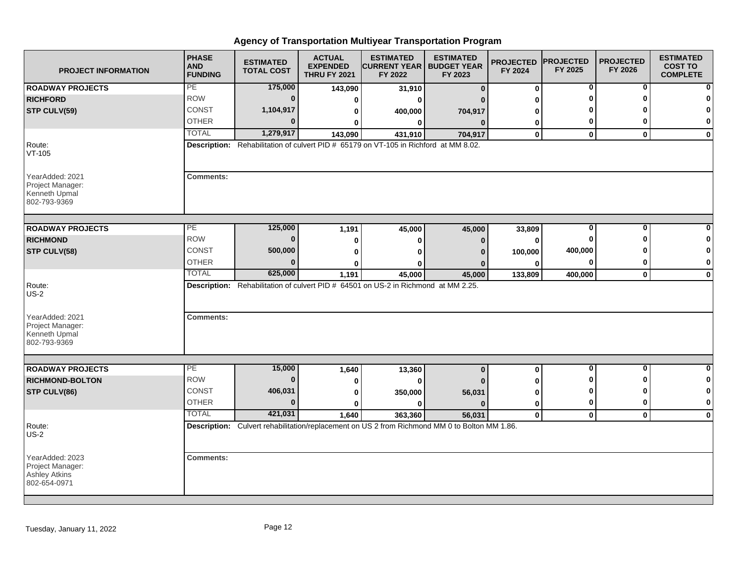# Agency of Transportation Multiyear Transportation Program

| PROJECT INFORMATION | PHASE AND FUNDING | ESTIMATED TOTAL COST | ACTUAL EXPENDED THRU FY 2021 | ESTIMATED CURRENT YEAR FY 2022 | ESTIMATED BUDGET YEAR FY 2023 | PROJECTED FY 2024 | PROJECTED FY 2025 | PROJECTED FY 2026 | ESTIMATED COST TO COMPLETE |
|---|---|---|---|---|---|---|---|---|---|
| **ROADWAY PROJECTS** | PE | **175,000** | **143,090** | **31,910** | **0** | **0** | **0** | **0** | **0** |
| **RICHFORD** | ROW | **0** | **0** | **0** | **0** | **0** | **0** | **0** | **0** |
| **STP CULV(59)** | CONST | **1,104,917** | **0** | **400,000** | **704,917** | **0** | **0** | **0** | **0** |
| | OTHER | **0** | **0** | **0** | **0** | **0** | **0** | **0** | **0** |
| | TOTAL | **1,279,917** | **143,090** | **431,910** | **704,917** | **0** | **0** | **0** | **0** |
| Route: VT-105 | **Description:** Rehabilitation of culvert PID # 65179 on VT-105 in Richford at MM 8.02. | | | | | | | | |
| YearAdded: 2021<br>Project Manager:<br>Kenneth Upmal<br>802-793-9369 | **Comments:** | | | | | | | | |
| **ROADWAY PROJECTS** | PE | **125,000** | **1,191** | **45,000** | **45,000** | **33,809** | **0** | **0** | **0** |
| **RICHMOND** | ROW | **0** | **0** | **0** | **0** | **0** | **0** | **0** | **0** |
| **STP CULV(58)** | CONST | **500,000** | **0** | **0** | **0** | **100,000** | **400,000** | **0** | **0** |
| | OTHER | **0** | **0** | **0** | **0** | **0** | **0** | **0** | **0** |
| | TOTAL | **625,000** | **1,191** | **45,000** | **45,000** | **133,809** | **400,000** | **0** | **0** |
| Route: US-2 | **Description:** Rehabilitation of culvert PID # 64501 on US-2 in Richmond at MM 2.25. | | | | | | | | |
| YearAdded: 2021<br>Project Manager:<br>Kenneth Upmal<br>802-793-9369 | **Comments:** | | | | | | | | |
| **ROADWAY PROJECTS** | PE | **15,000** | **1,640** | **13,360** | **0** | **0** | **0** | **0** | **0** |
| **RICHMOND-BOLTON** | ROW | **0** | **0** | **0** | **0** | **0** | **0** | **0** | **0** |
| **STP CULV(86)** | CONST | **406,031** | **0** | **350,000** | **56,031** | **0** | **0** | **0** | **0** |
| | OTHER | **0** | **0** | **0** | **0** | **0** | **0** | **0** | **0** |
| | TOTAL | **421,031** | **1,640** | **363,360** | **56,031** | **0** | **0** | **0** | **0** |
| Route: US-2 | **Description:** Culvert rehabilitation/replacement on US 2 from Richmond MM 0 to Bolton MM 1.86. | | | | | | | | |
| YearAdded: 2023<br>Project Manager:<br>Ashley Atkins<br>802-654-0971 | **Comments:** | | | | | | | | |

Tuesday, January 11, 2022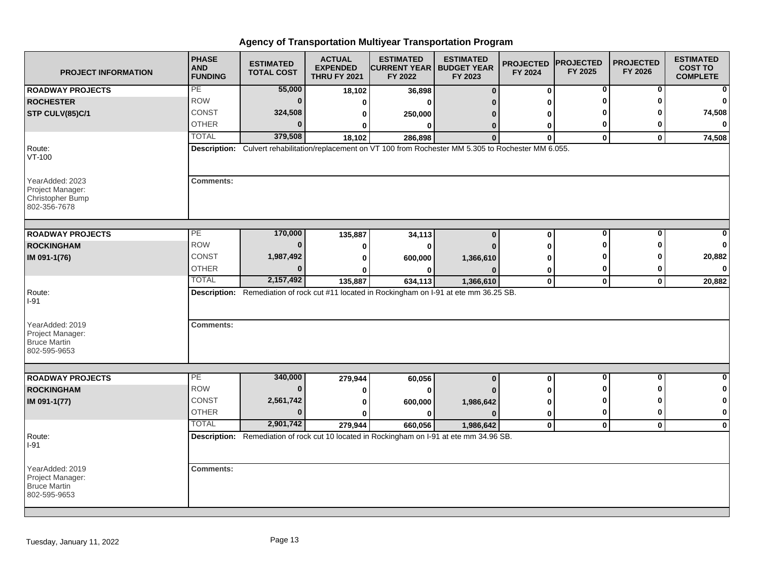# Agency of Transportation Multiyear Transportation Program

| PROJECT INFORMATION | PHASE AND FUNDING | ESTIMATED TOTAL COST | ACTUAL EXPENDED THRU FY 2021 | ESTIMATED CURRENT YEAR FY 2022 | ESTIMATED BUDGET YEAR FY 2023 | PROJECTED FY 2024 | PROJECTED FY 2025 | PROJECTED FY 2026 | ESTIMATED COST TO COMPLETE |
|---|---|---|---|---|---|---|---|---|---|
| **ROADWAY PROJECTS** | PE | 55,000 | 18,102 | 36,898 | 0 | 0 | 0 | 0 | 0 |
| **ROCHESTER** | ROW | 0 | 0 | 0 | 0 | 0 | 0 | 0 | 0 |
| **STP CULV(85)C/1** | CONST | 324,508 | 0 | 250,000 | 0 | 0 | 0 | 0 | 74,508 |
| | OTHER | 0 | 0 | 0 | 0 | 0 | 0 | 0 | 0 |
| | TOTAL | 379,508 | 18,102 | 286,898 | 0 | 0 | 0 | 0 | 74,508 |

Route: VT-100

YearAdded: 2023
Project Manager: Christopher Bump
802-356-7678

**Description:** Culvert rehabilitation/replacement on VT 100 from Rochester MM 5.305 to Rochester MM 6.055.

**Comments:**

| PROJECT INFORMATION | PHASE AND FUNDING | ESTIMATED TOTAL COST | ACTUAL EXPENDED THRU FY 2021 | ESTIMATED CURRENT YEAR FY 2022 | ESTIMATED BUDGET YEAR FY 2023 | PROJECTED FY 2024 | PROJECTED FY 2025 | PROJECTED FY 2026 | ESTIMATED COST TO COMPLETE |
|---|---|---|---|---|---|---|---|---|---|
| **ROADWAY PROJECTS** | PE | 170,000 | 135,887 | 34,113 | 0 | 0 | 0 | 0 | 0 |
| **ROCKINGHAM** | ROW | 0 | 0 | 0 | 0 | 0 | 0 | 0 | 0 |
| **IM 091-1(76)** | CONST | 1,987,492 | 0 | 600,000 | 1,366,610 | 0 | 0 | 0 | 20,882 |
| | OTHER | 0 | 0 | 0 | 0 | 0 | 0 | 0 | 0 |
| | TOTAL | 2,157,492 | 135,887 | 634,113 | 1,366,610 | 0 | 0 | 0 | 20,882 |

Route: I-91

YearAdded: 2019
Project Manager: Bruce Martin
802-595-9653

**Description:** Remediation of rock cut #11 located in Rockingham on I-91 at ete mm 36.25 SB.

**Comments:**

| PROJECT INFORMATION | PHASE AND FUNDING | ESTIMATED TOTAL COST | ACTUAL EXPENDED THRU FY 2021 | ESTIMATED CURRENT YEAR FY 2022 | ESTIMATED BUDGET YEAR FY 2023 | PROJECTED FY 2024 | PROJECTED FY 2025 | PROJECTED FY 2026 | ESTIMATED COST TO COMPLETE |
|---|---|---|---|---|---|---|---|---|---|
| **ROADWAY PROJECTS** | PE | 340,000 | 279,944 | 60,056 | 0 | 0 | 0 | 0 | 0 |
| **ROCKINGHAM** | ROW | 0 | 0 | 0 | 0 | 0 | 0 | 0 | 0 |
| **IM 091-1(77)** | CONST | 2,561,742 | 0 | 600,000 | 1,986,642 | 0 | 0 | 0 | 0 |
| | OTHER | 0 | 0 | 0 | 0 | 0 | 0 | 0 | 0 |
| | TOTAL | 2,901,742 | 279,944 | 660,056 | 1,986,642 | 0 | 0 | 0 | 0 |

Route: I-91

YearAdded: 2019
Project Manager: Bruce Martin
802-595-9653

**Description:** Remediation of rock cut 10 located in Rockingham on I-91 at ete mm 34.96 SB.

**Comments:**

Tuesday, January 11, 2022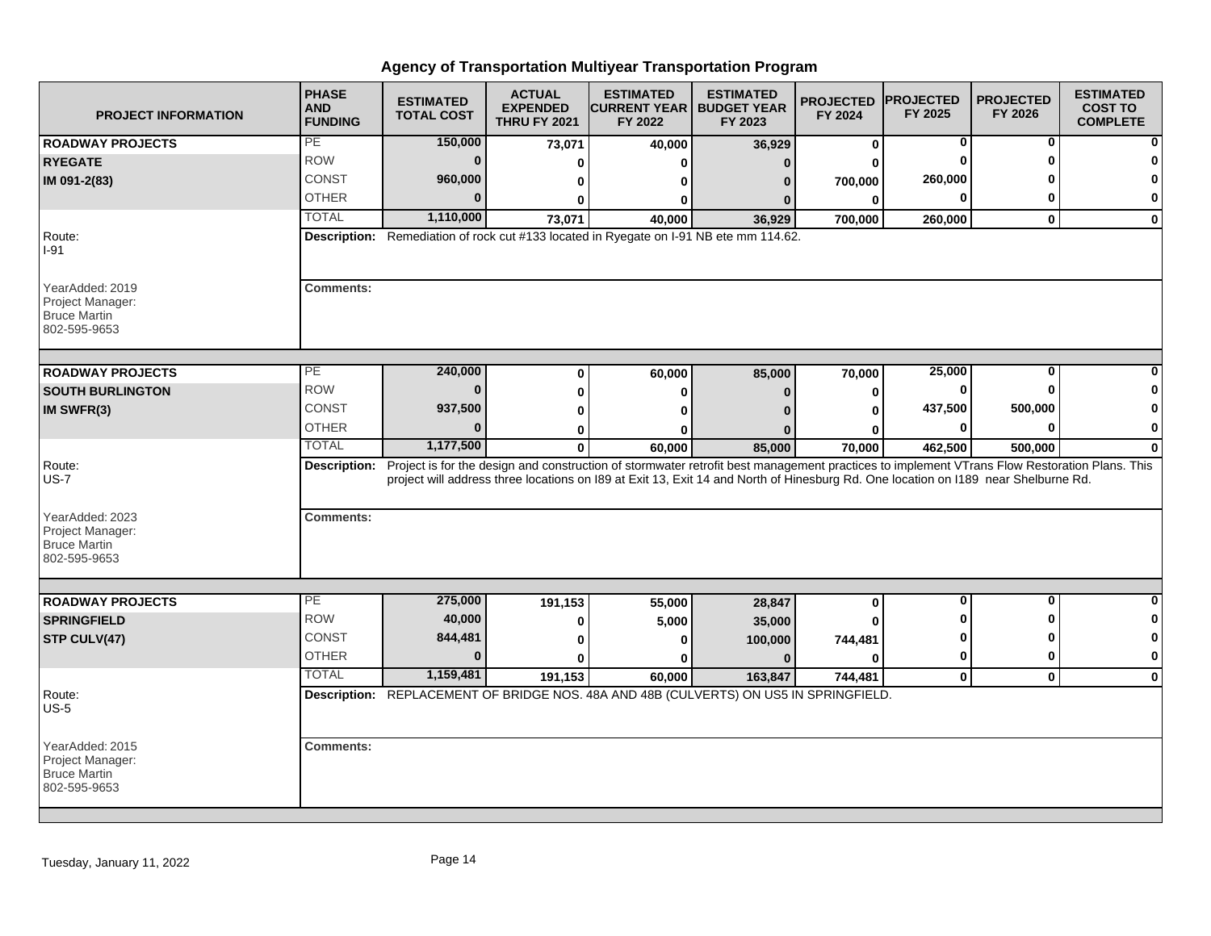## Agency of Transportation Multiyear Transportation Program

| PROJECT INFORMATION | PHASE AND FUNDING | ESTIMATED TOTAL COST | ACTUAL EXPENDED THRU FY 2021 | ESTIMATED CURRENT YEAR FY 2022 | ESTIMATED BUDGET YEAR FY 2023 | PROJECTED FY 2024 | PROJECTED FY 2025 | PROJECTED FY 2026 | ESTIMATED COST TO COMPLETE |
|---|---|---|---|---|---|---|---|---|---|
| **ROADWAY PROJECTS** | PE | 150,000 | 73,071 | 40,000 | 36,929 | 0 | 0 | 0 | 0 |
| **RYEGATE** | ROW | 0 | 0 | 0 | 0 | 0 | 0 | 0 | 0 |
| **IM 091-2(83)** | CONST | 960,000 | 0 | 0 | 0 | 700,000 | 260,000 | 0 | 0 |
| | OTHER | 0 | 0 | 0 | 0 | 0 | 0 | 0 | 0 |
| | TOTAL | 1,110,000 | 73,071 | 40,000 | 36,929 | 700,000 | 260,000 | 0 | 0 |
| Route: I-91 | **Description:** Remediation of rock cut #133 located in Ryegate on I-91 NB ete mm 114.62. | | | | | | | | |
| YearAdded: 2019<br>Project Manager:<br>Bruce Martin<br>802-595-9653 | **Comments:** | | | | | | | | |
| **ROADWAY PROJECTS** | PE | 240,000 | 0 | 60,000 | 85,000 | 70,000 | 25,000 | 0 | 0 |
| **SOUTH BURLINGTON** | ROW | 0 | 0 | 0 | 0 | 0 | 0 | 0 | 0 |
| **IM SWFR(3)** | CONST | 937,500 | 0 | 0 | 0 | 0 | 437,500 | 500,000 | 0 |
| | OTHER | 0 | 0 | 0 | 0 | 0 | 0 | 0 | 0 |
| | TOTAL | 1,177,500 | 0 | 60,000 | 85,000 | 70,000 | 462,500 | 500,000 | 0 |
| Route: US-7 | **Description:** Project is for the design and construction of stormwater retrofit best management practices to implement VTrans Flow Restoration Plans. This project will address three locations on I89 at Exit 13, Exit 14 and North of Hinesburg Rd. One location on I189 near Shelburne Rd. | | | | | | | | |
| YearAdded: 2023<br>Project Manager:<br>Bruce Martin<br>802-595-9653 | **Comments:** | | | | | | | | |
| **ROADWAY PROJECTS** | PE | 275,000 | 191,153 | 55,000 | 28,847 | 0 | 0 | 0 | 0 |
| **SPRINGFIELD** | ROW | 40,000 | 0 | 5,000 | 35,000 | 0 | 0 | 0 | 0 |
| **STP CULV(47)** | CONST | 844,481 | 0 | 0 | 100,000 | 744,481 | 0 | 0 | 0 |
| | OTHER | 0 | 0 | 0 | 0 | 0 | 0 | 0 | 0 |
| | TOTAL | 1,159,481 | 191,153 | 60,000 | 163,847 | 744,481 | 0 | 0 | 0 |
| Route: US-5 | **Description:** REPLACEMENT OF BRIDGE NOS. 48A AND 48B (CULVERTS) ON US5 IN SPRINGFIELD. | | | | | | | | |
| YearAdded: 2015<br>Project Manager:<br>Bruce Martin<br>802-595-9653 | **Comments:** | | | | | | | | |

Tuesday, January 11, 2022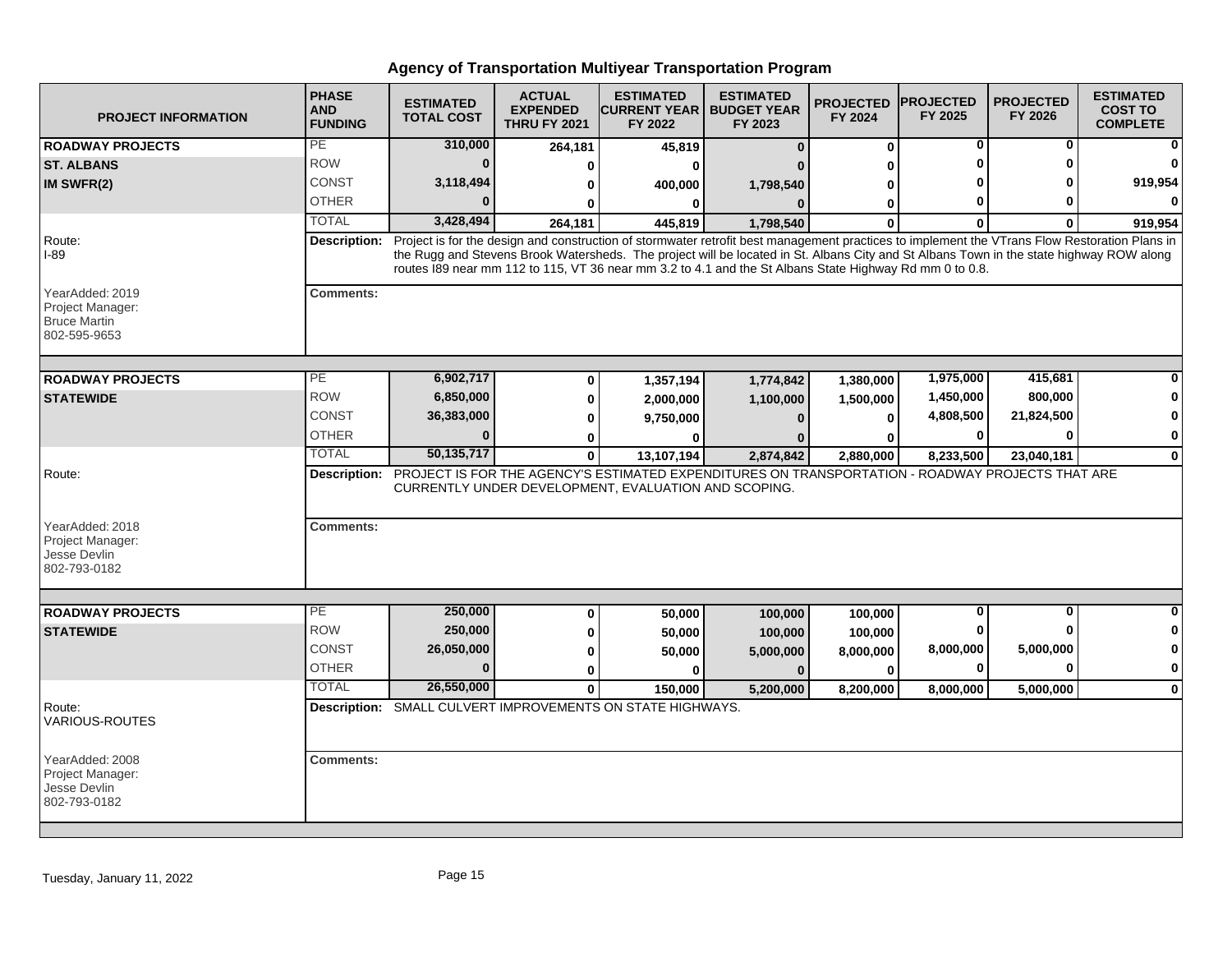## Agency of Transportation Multiyear Transportation Program

| PROJECT INFORMATION | PHASE AND FUNDING | ESTIMATED TOTAL COST | ACTUAL EXPENDED THRU FY 2021 | ESTIMATED CURRENT YEAR FY 2022 | ESTIMATED BUDGET YEAR FY 2023 | PROJECTED FY 2024 | PROJECTED FY 2025 | PROJECTED FY 2026 | ESTIMATED COST TO COMPLETE |
|---|---|---|---|---|---|---|---|---|---|
| **ROADWAY PROJECTS** | PE | **310,000** | **264,181** | **45,819** | **0** | **0** | **0** | **0** | **0** |
| **ST. ALBANS** | ROW | **0** | **0** | **0** | **0** | **0** | **0** | **0** | **0** |
| **IM SWFR(2)** | CONST | **3,118,494** | **0** | **400,000** | **1,798,540** | **0** | **0** | **0** | **919,954** |
| | OTHER | **0** | **0** | **0** | **0** | **0** | **0** | **0** | **0** |
| | TOTAL | **3,428,494** | **264,181** | **445,819** | **1,798,540** | **0** | **0** | **0** | **919,954** |
| Route: I-89 | **Description:** | Project is for the design and construction of stormwater retrofit best management practices to implement the VTrans Flow Restoration Plans in the Rugg and Stevens Brook Watersheds. The project will be located in St. Albans City and St Albans Town in the state highway ROW along routes I89 near mm 112 to 115, VT 36 near mm 3.2 to 4.1 and the St Albans State Highway Rd mm 0 to 0.8. | | | | | | | |
| YearAdded: 2019 Project Manager: Bruce Martin 802-595-9653 | **Comments:** | | | | | | | | |
| **ROADWAY PROJECTS** | PE | **6,902,717** | **0** | **1,357,194** | **1,774,842** | **1,380,000** | **1,975,000** | **415,681** | **0** |
| **STATEWIDE** | ROW | **6,850,000** | **0** | **2,000,000** | **1,100,000** | **1,500,000** | **1,450,000** | **800,000** | **0** |
| | CONST | **36,383,000** | **0** | **9,750,000** | **0** | **0** | **4,808,500** | **21,824,500** | **0** |
| | OTHER | **0** | **0** | **0** | **0** | **0** | **0** | **0** | **0** |
| | TOTAL | **50,135,717** | **0** | **13,107,194** | **2,874,842** | **2,880,000** | **8,233,500** | **23,040,181** | **0** |
| Route: | **Description:** | PROJECT IS FOR THE AGENCY'S ESTIMATED EXPENDITURES ON TRANSPORTATION - ROADWAY PROJECTS THAT ARE CURRENTLY UNDER DEVELOPMENT, EVALUATION AND SCOPING. | | | | | | | |
| YearAdded: 2018 Project Manager: Jesse Devlin 802-793-0182 | **Comments:** | | | | | | | | |
| **ROADWAY PROJECTS** | PE | **250,000** | **0** | **50,000** | **100,000** | **100,000** | **0** | **0** | **0** |
| **STATEWIDE** | ROW | **250,000** | **0** | **50,000** | **100,000** | **100,000** | **0** | **0** | **0** |
| | CONST | **26,050,000** | **0** | **50,000** | **5,000,000** | **8,000,000** | **8,000,000** | **5,000,000** | **0** |
| | OTHER | **0** | **0** | **0** | **0** | **0** | **0** | **0** | **0** |
| | TOTAL | **26,550,000** | **0** | **150,000** | **5,200,000** | **8,200,000** | **8,000,000** | **5,000,000** | **0** |
| Route: VARIOUS-ROUTES | **Description:** | SMALL CULVERT IMPROVEMENTS ON STATE HIGHWAYS. | | | | | | | |
| YearAdded: 2008 Project Manager: Jesse Devlin 802-793-0182 | **Comments:** | | | | | | | | |

Tuesday, January 11, 2022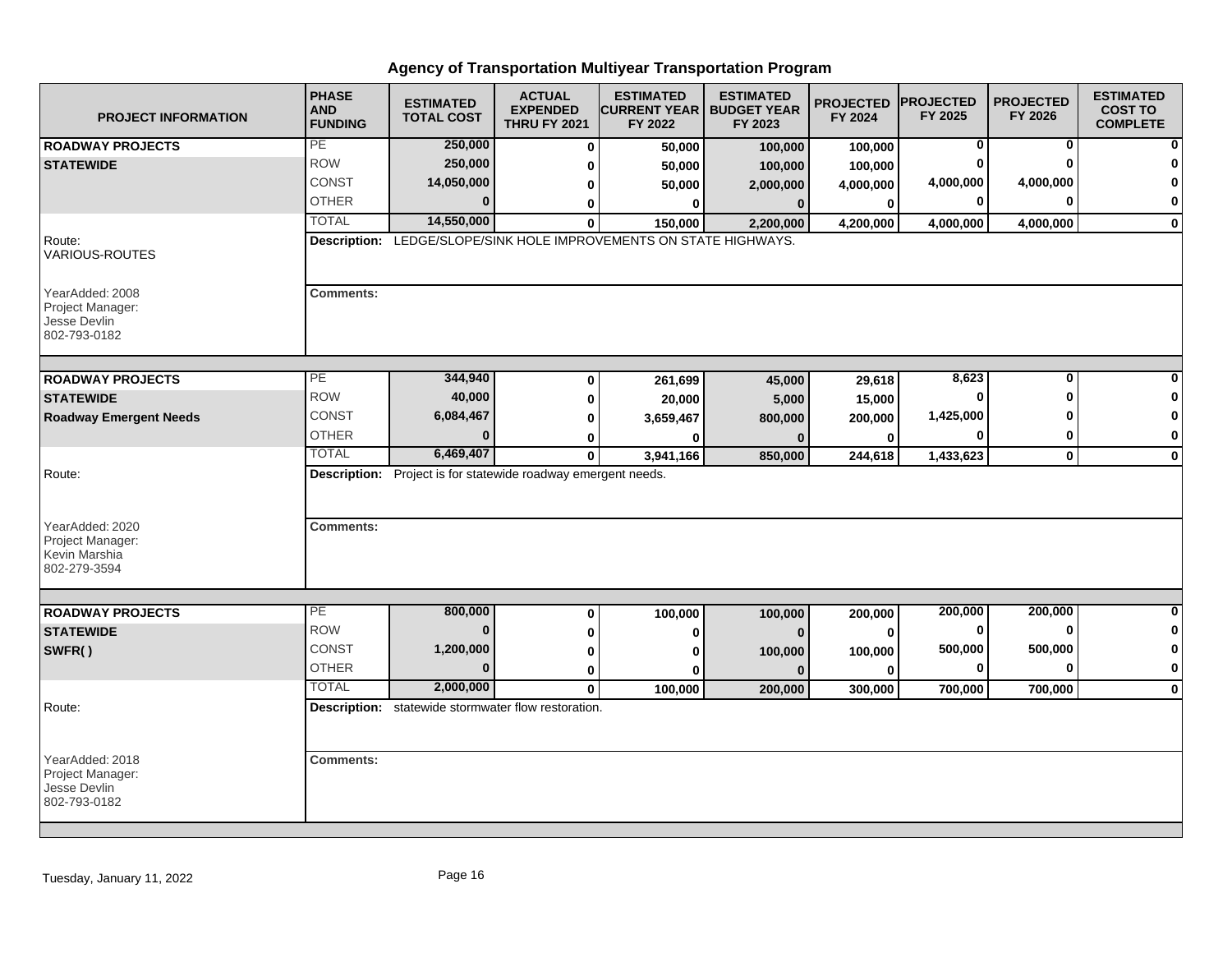# Agency of Transportation Multiyear Transportation Program

| PROJECT INFORMATION | PHASE AND FUNDING | ESTIMATED TOTAL COST | ACTUAL EXPENDED THRU FY 2021 | ESTIMATED CURRENT YEAR FY 2022 | ESTIMATED BUDGET YEAR FY 2023 | PROJECTED FY 2024 | PROJECTED FY 2025 | PROJECTED FY 2026 | ESTIMATED COST TO COMPLETE |
|---|---|---|---|---|---|---|---|---|---|
| **ROADWAY PROJECTS** | PE | **250,000** | **0** | **50,000** | **100,000** | **100,000** | **0** | **0** | **0** |
| **STATEWIDE** | ROW | **250,000** | **0** | **50,000** | **100,000** | **100,000** | **0** | **0** | **0** |
| | CONST | **14,050,000** | **0** | **50,000** | **2,000,000** | **4,000,000** | **4,000,000** | **4,000,000** | **0** |
| | OTHER | **0** | **0** | **0** | **0** | **0** | **0** | **0** | **0** |
| | TOTAL | **14,550,000** | **0** | **150,000** | **2,200,000** | **4,200,000** | **4,000,000** | **4,000,000** | **0** |
| Route: VARIOUS-ROUTES | **Description:** LEDGE/SLOPE/SINK HOLE IMPROVEMENTS ON STATE HIGHWAYS. | | | | | | | | |
| YearAdded: 2008 Project Manager: Jesse Devlin 802-793-0182 | **Comments:** | | | | | | | | |
| **ROADWAY PROJECTS** | PE | **344,940** | **0** | **261,699** | **45,000** | **29,618** | **8,623** | **0** | **0** |
| **STATEWIDE** | ROW | **40,000** | **0** | **20,000** | **5,000** | **15,000** | **0** | **0** | **0** |
| **Roadway Emergent Needs** | CONST | **6,084,467** | **0** | **3,659,467** | **800,000** | **200,000** | **1,425,000** | **0** | **0** |
| | OTHER | **0** | **0** | **0** | **0** | **0** | **0** | **0** | **0** |
| | TOTAL | **6,469,407** | **0** | **3,941,166** | **850,000** | **244,618** | **1,433,623** | **0** | **0** |
| Route: | **Description:** Project is for statewide roadway emergent needs. | | | | | | | | |
| YearAdded: 2020 Project Manager: Kevin Marshia 802-279-3594 | **Comments:** | | | | | | | | |
| **ROADWAY PROJECTS** | PE | **800,000** | **0** | **100,000** | **100,000** | **200,000** | **200,000** | **200,000** | **0** |
| **STATEWIDE** | ROW | **0** | **0** | **0** | **0** | **0** | **0** | **0** | **0** |
| **SWFR( )** | CONST | **1,200,000** | **0** | **0** | **100,000** | **100,000** | **500,000** | **500,000** | **0** |
| | OTHER | **0** | **0** | **0** | **0** | **0** | **0** | **0** | **0** |
| | TOTAL | **2,000,000** | **0** | **100,000** | **200,000** | **300,000** | **700,000** | **700,000** | **0** |
| Route: | **Description:** statewide stormwater flow restoration. | | | | | | | | |
| YearAdded: 2018 Project Manager: Jesse Devlin 802-793-0182 | **Comments:** | | | | | | | | |

Tuesday, January 11, 2022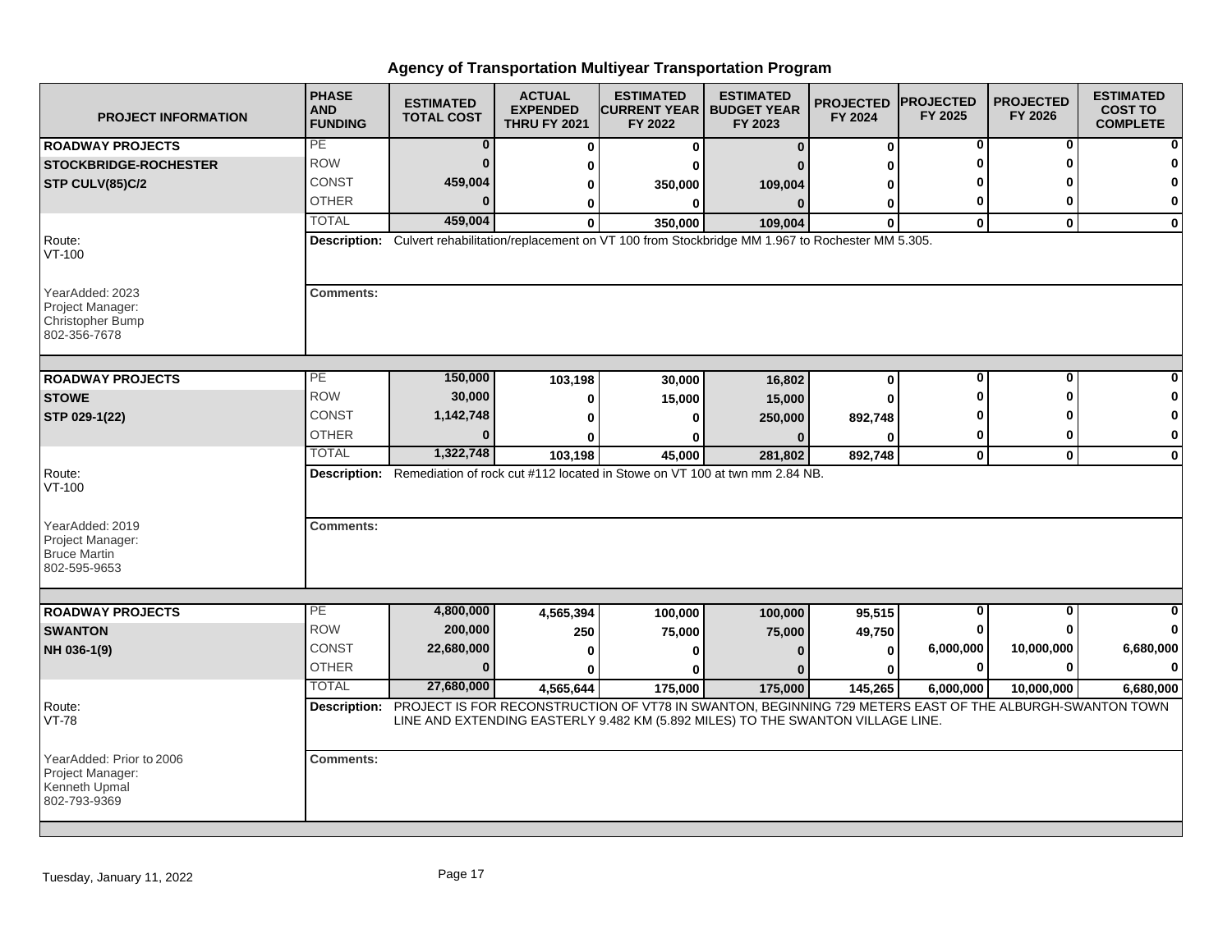# Agency of Transportation Multiyear Transportation Program

| PROJECT INFORMATION | PHASE AND FUNDING | ESTIMATED TOTAL COST | ACTUAL EXPENDED THRU FY 2021 | ESTIMATED CURRENT YEAR FY 2022 | ESTIMATED BUDGET YEAR FY 2023 | PROJECTED FY 2024 | PROJECTED FY 2025 | PROJECTED FY 2026 | ESTIMATED COST TO COMPLETE |
|---|---|---|---|---|---|---|---|---|---|
| **ROADWAY PROJECTS** | PE | 0 | 0 | 0 | 0 | 0 | 0 | 0 | 0 |
| **STOCKBRIDGE-ROCHESTER** | ROW | 0 | 0 | 0 | 0 | 0 | 0 | 0 | 0 |
| **STP CULV(85)C/2** | CONST | 459,004 | 0 | 350,000 | 109,004 | 0 | 0 | 0 | 0 |
| | OTHER | 0 | 0 | 0 | 0 | 0 | 0 | 0 | 0 |
| | TOTAL | 459,004 | 0 | 350,000 | 109,004 | 0 | 0 | 0 | 0 |

Route: VT-100

YearAdded: 2023
Project Manager: Christopher Bump
802-356-7678

**Description:** Culvert rehabilitation/replacement on VT 100 from Stockbridge MM 1.967 to Rochester MM 5.305.

**Comments:**

| PROJECT INFORMATION | PHASE AND FUNDING | ESTIMATED TOTAL COST | ACTUAL EXPENDED THRU FY 2021 | ESTIMATED CURRENT YEAR FY 2022 | ESTIMATED BUDGET YEAR FY 2023 | PROJECTED FY 2024 | PROJECTED FY 2025 | PROJECTED FY 2026 | ESTIMATED COST TO COMPLETE |
|---|---|---|---|---|---|---|---|---|---|
| **ROADWAY PROJECTS** | PE | 150,000 | 103,198 | 30,000 | 16,802 | 0 | 0 | 0 | 0 |
| **STOWE** | ROW | 30,000 | 0 | 15,000 | 15,000 | 0 | 0 | 0 | 0 |
| **STP 029-1(22)** | CONST | 1,142,748 | 0 | 0 | 250,000 | 892,748 | 0 | 0 | 0 |
| | OTHER | 0 | 0 | 0 | 0 | 0 | 0 | 0 | 0 |
| | TOTAL | 1,322,748 | 103,198 | 45,000 | 281,802 | 892,748 | 0 | 0 | 0 |

Route: VT-100

YearAdded: 2019
Project Manager: Bruce Martin
802-595-9653

**Description:** Remediation of rock cut #112 located in Stowe on VT 100 at twn mm 2.84 NB.

**Comments:**

| PROJECT INFORMATION | PHASE AND FUNDING | ESTIMATED TOTAL COST | ACTUAL EXPENDED THRU FY 2021 | ESTIMATED CURRENT YEAR FY 2022 | ESTIMATED BUDGET YEAR FY 2023 | PROJECTED FY 2024 | PROJECTED FY 2025 | PROJECTED FY 2026 | ESTIMATED COST TO COMPLETE |
|---|---|---|---|---|---|---|---|---|---|
| **ROADWAY PROJECTS** | PE | 4,800,000 | 4,565,394 | 100,000 | 100,000 | 95,515 | 0 | 0 | 0 |
| **SWANTON** | ROW | 200,000 | 250 | 75,000 | 75,000 | 49,750 | 0 | 0 | 0 |
| **NH 036-1(9)** | CONST | 22,680,000 | 0 | 0 | 0 | 0 | 6,000,000 | 10,000,000 | 6,680,000 |
| | OTHER | 0 | 0 | 0 | 0 | 0 | 0 | 0 | 0 |
| | TOTAL | 27,680,000 | 4,565,644 | 175,000 | 175,000 | 145,265 | 6,000,000 | 10,000,000 | 6,680,000 |

Route: VT-78

YearAdded: Prior to 2006
Project Manager: Kenneth Upmal
802-793-9369

**Description:** PROJECT IS FOR RECONSTRUCTION OF VT78 IN SWANTON, BEGINNING 729 METERS EAST OF THE ALBURGH-SWANTON TOWN LINE AND EXTENDING EASTERLY 9.482 KM (5.892 MILES) TO THE SWANTON VILLAGE LINE.

**Comments:**

Tuesday, January 11, 2022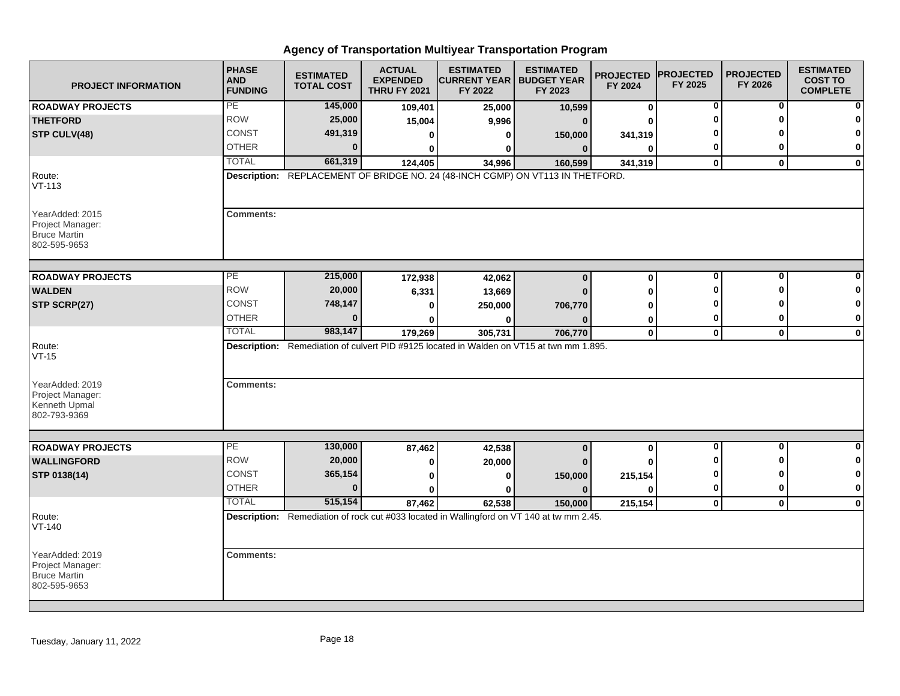# Agency of Transportation Multiyear Transportation Program

| PROJECT INFORMATION | PHASE AND FUNDING | ESTIMATED TOTAL COST | ACTUAL EXPENDED THRU FY 2021 | ESTIMATED CURRENT YEAR FY 2022 | ESTIMATED BUDGET YEAR FY 2023 | PROJECTED FY 2024 | PROJECTED FY 2025 | PROJECTED FY 2026 | ESTIMATED COST TO COMPLETE |
|---|---|---|---|---|---|---|---|---|---|
| **ROADWAY PROJECTS** | PE | 145,000 | 109,401 | 25,000 | 10,599 | 0 | 0 | 0 | 0 |
| **THETFORD** | ROW | 25,000 | 15,004 | 9,996 | 0 | 0 | 0 | 0 | 0 |
| **STP CULV(48)** | CONST | 491,319 | 0 | 0 | 150,000 | 341,319 | 0 | 0 | 0 |
| | OTHER | 0 | 0 | 0 | 0 | 0 | 0 | 0 | 0 |
| | TOTAL | 661,319 | 124,405 | 34,996 | 160,599 | 341,319 | 0 | 0 | 0 |
| Route: VT-113 | **Description:** REPLACEMENT OF BRIDGE NO. 24 (48-INCH CGMP) ON VT113 IN THETFORD. | | | | | | | | |
| YearAdded: 2015<br>Project Manager:<br>Bruce Martin<br>802-595-9653 | **Comments:** | | | | | | | | |
| **ROADWAY PROJECTS** | PE | 215,000 | 172,938 | 42,062 | 0 | 0 | 0 | 0 | 0 |
| **WALDEN** | ROW | 20,000 | 6,331 | 13,669 | 0 | 0 | 0 | 0 | 0 |
| **STP SCRP(27)** | CONST | 748,147 | 0 | 250,000 | 706,770 | 0 | 0 | 0 | 0 |
| | OTHER | 0 | 0 | 0 | 0 | 0 | 0 | 0 | 0 |
| | TOTAL | 983,147 | 179,269 | 305,731 | 706,770 | 0 | 0 | 0 | 0 |
| Route: VT-15 | **Description:** Remediation of culvert PID #9125 located in Walden on VT15 at twn mm 1.895. | | | | | | | | |
| YearAdded: 2019<br>Project Manager:<br>Kenneth Upmal<br>802-793-9369 | **Comments:** | | | | | | | | |
| **ROADWAY PROJECTS** | PE | 130,000 | 87,462 | 42,538 | 0 | 0 | 0 | 0 | 0 |
| **WALLINGFORD** | ROW | 20,000 | 0 | 20,000 | 0 | 0 | 0 | 0 | 0 |
| **STP 0138(14)** | CONST | 365,154 | 0 | 0 | 150,000 | 215,154 | 0 | 0 | 0 |
| | OTHER | 0 | 0 | 0 | 0 | 0 | 0 | 0 | 0 |
| | TOTAL | 515,154 | 87,462 | 62,538 | 150,000 | 215,154 | 0 | 0 | 0 |
| Route: VT-140 | **Description:** Remediation of rock cut #033 located in Wallingford on VT 140 at tw mm 2.45. | | | | | | | | |
| YearAdded: 2019<br>Project Manager:<br>Bruce Martin<br>802-595-9653 | **Comments:** | | | | | | | | |

Tuesday, January 11, 2022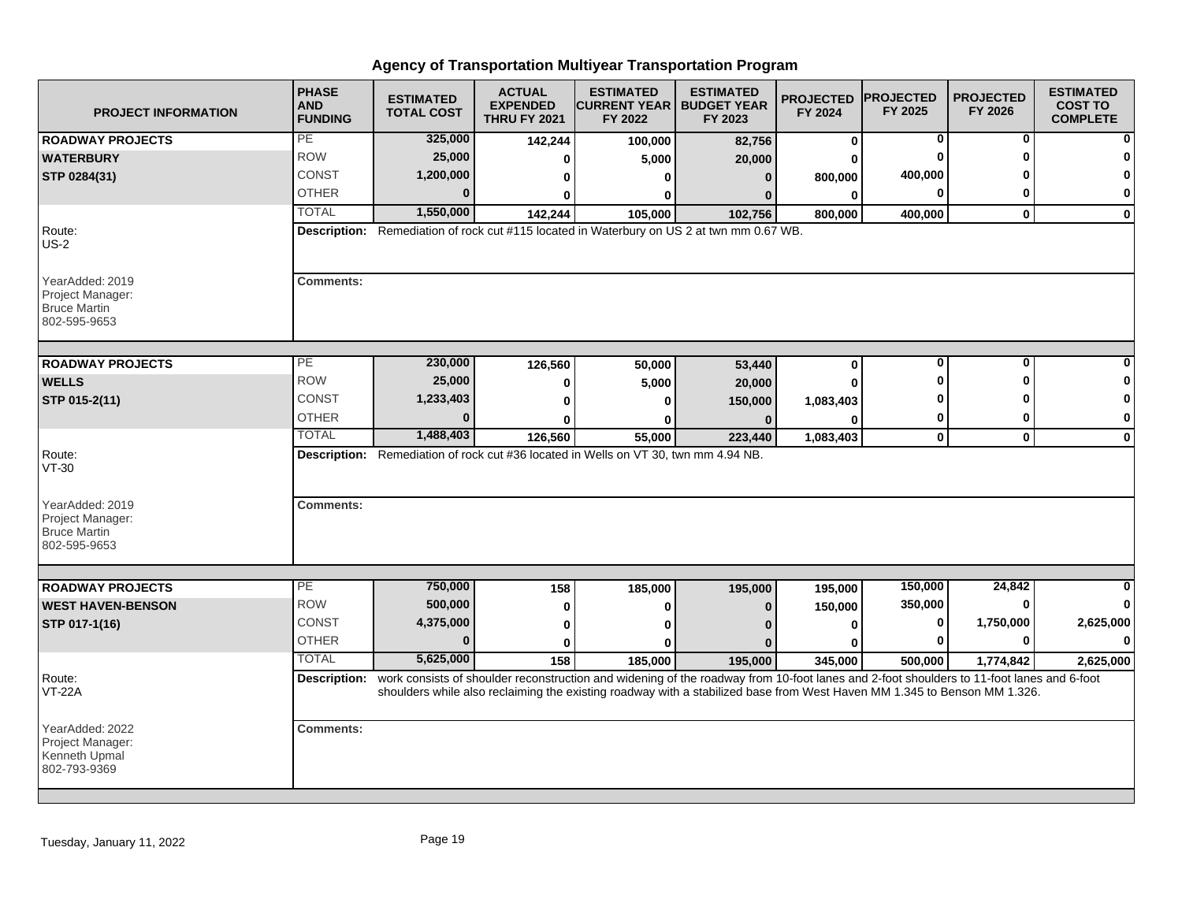# Agency of Transportation Multiyear Transportation Program

| PROJECT INFORMATION | PHASE AND FUNDING | ESTIMATED TOTAL COST | ACTUAL EXPENDED THRU FY 2021 | ESTIMATED CURRENT YEAR FY 2022 | ESTIMATED BUDGET YEAR FY 2023 | PROJECTED FY 2024 | PROJECTED FY 2025 | PROJECTED FY 2026 | ESTIMATED COST TO COMPLETE |
|---|---|---|---|---|---|---|---|---|---|
| **ROADWAY PROJECTS** | PE | 325,000 | 142,244 | 100,000 | 82,756 | 0 | 0 | 0 | 0 |
| **WATERBURY** | ROW | 25,000 | 0 | 5,000 | 20,000 | 0 | 0 | 0 | 0 |
| **STP 0284(31)** | CONST | 1,200,000 | 0 | 0 | 0 | 800,000 | 400,000 | 0 | 0 |
| | OTHER | 0 | 0 | 0 | 0 | 0 | 0 | 0 | 0 |
| | TOTAL | 1,550,000 | 142,244 | 105,000 | 102,756 | 800,000 | 400,000 | 0 | 0 |
| Route: US-2 | **Description:** Remediation of rock cut #115 located in Waterbury on US 2 at twn mm 0.67 WB. | | | | | | | | |
| YearAdded: 2019<br>Project Manager:<br>Bruce Martin<br>802-595-9653 | **Comments:** | | | | | | | | |
| **ROADWAY PROJECTS** | PE | 230,000 | 126,560 | 50,000 | 53,440 | 0 | 0 | 0 | 0 |
| **WELLS** | ROW | 25,000 | 0 | 5,000 | 20,000 | 0 | 0 | 0 | 0 |
| **STP 015-2(11)** | CONST | 1,233,403 | 0 | 0 | 150,000 | 1,083,403 | 0 | 0 | 0 |
| | OTHER | 0 | 0 | 0 | 0 | 0 | 0 | 0 | 0 |
| | TOTAL | 1,488,403 | 126,560 | 55,000 | 223,440 | 1,083,403 | 0 | 0 | 0 |
| Route: VT-30 | **Description:** Remediation of rock cut #36 located in Wells on VT 30, twn mm 4.94 NB. | | | | | | | | |
| YearAdded: 2019<br>Project Manager:<br>Bruce Martin<br>802-595-9653 | **Comments:** | | | | | | | | |
| **ROADWAY PROJECTS** | PE | 750,000 | 158 | 185,000 | 195,000 | 195,000 | 150,000 | 24,842 | 0 |
| **WEST HAVEN-BENSON** | ROW | 500,000 | 0 | 0 | 0 | 150,000 | 350,000 | 0 | 0 |
| **STP 017-1(16)** | CONST | 4,375,000 | 0 | 0 | 0 | 0 | 0 | 1,750,000 | 2,625,000 |
| | OTHER | 0 | 0 | 0 | 0 | 0 | 0 | 0 | 0 |
| | TOTAL | 5,625,000 | 158 | 185,000 | 195,000 | 345,000 | 500,000 | 1,774,842 | 2,625,000 |
| Route: VT-22A | **Description:** work consists of shoulder reconstruction and widening of the roadway from 10-foot lanes and 2-foot shoulders to 11-foot lanes and 6-foot shoulders while also reclaiming the existing roadway with a stabilized base from West Haven MM 1.345 to Benson MM 1.326. | | | | | | | | |
| YearAdded: 2022<br>Project Manager:<br>Kenneth Upmal<br>802-793-9369 | **Comments:** | | | | | | | | |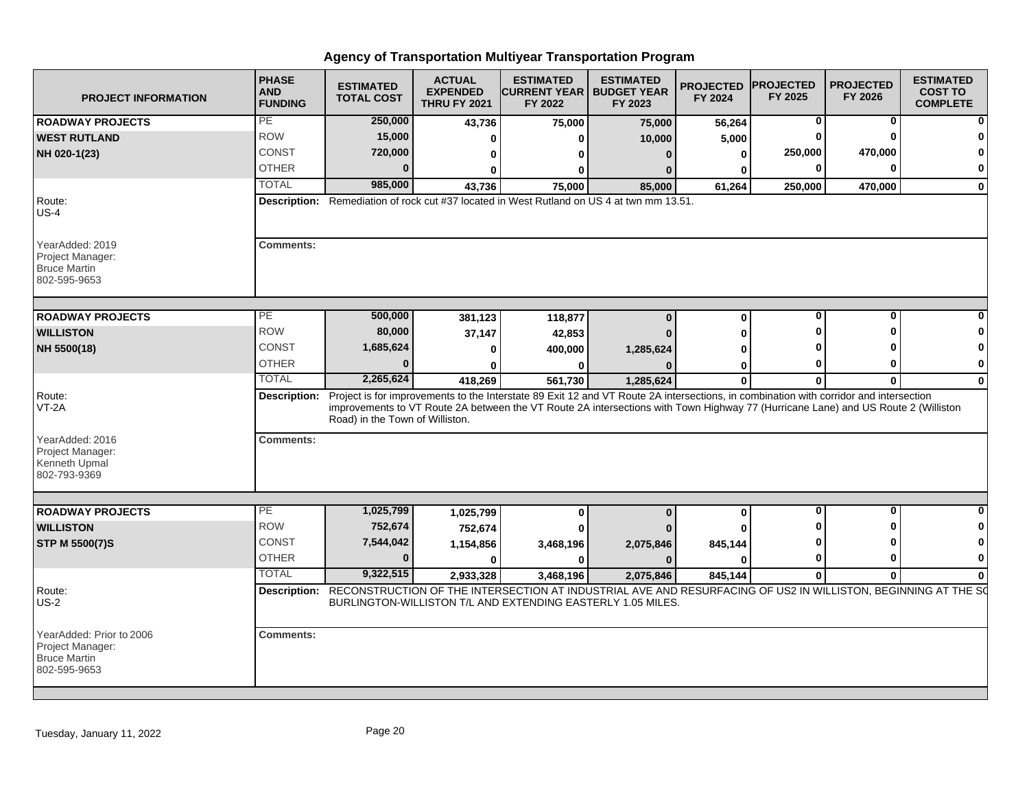# Agency of Transportation Multiyear Transportation Program

| PROJECT INFORMATION | PHASE AND FUNDING | ESTIMATED TOTAL COST | ACTUAL EXPENDED THRU FY 2021 | ESTIMATED CURRENT YEAR FY 2022 | ESTIMATED BUDGET YEAR FY 2023 | PROJECTED FY 2024 | PROJECTED FY 2025 | PROJECTED FY 2026 | ESTIMATED COST TO COMPLETE |
|---|---|---|---|---|---|---|---|---|---|
| **ROADWAY PROJECTS** | PE | 250,000 | 43,736 | 75,000 | 75,000 | 56,264 | 0 | 0 | 0 |
| **WEST RUTLAND** | ROW | 15,000 | 0 | 0 | 10,000 | 5,000 | 0 | 0 | 0 |
| **NH 020-1(23)** | CONST | 720,000 | 0 | 0 | 0 | 0 | 250,000 | 470,000 | 0 |
| | OTHER | 0 | 0 | 0 | 0 | 0 | 0 | 0 | 0 |
| | TOTAL | 985,000 | 43,736 | 75,000 | 85,000 | 61,264 | 250,000 | 470,000 | 0 |
| Route: US-4 | **Description:** Remediation of rock cut #37 located in West Rutland on US 4 at twn mm 13.51. | | | | | | | | |
| YearAdded: 2019<br>Project Manager:<br>Bruce Martin<br>802-595-9653 | **Comments:** | | | | | | | | |
| **ROADWAY PROJECTS** | PE | 500,000 | 381,123 | 118,877 | 0 | 0 | 0 | 0 | 0 |
| **WILLISTON** | ROW | 80,000 | 37,147 | 42,853 | 0 | 0 | 0 | 0 | 0 |
| **NH 5500(18)** | CONST | 1,685,624 | 0 | 400,000 | 1,285,624 | 0 | 0 | 0 | 0 |
| | OTHER | 0 | 0 | 0 | 0 | 0 | 0 | 0 | 0 |
| | TOTAL | 2,265,624 | 418,269 | 561,730 | 1,285,624 | 0 | 0 | 0 | 0 |
| Route: VT-2A | **Description:** Project is for improvements to the Interstate 89 Exit 12 and VT Route 2A intersections, in combination with corridor and intersection improvements to VT Route 2A between the VT Route 2A intersections with Town Highway 77 (Hurricane Lane) and US Route 2 (Williston Road) in the Town of Williston. | | | | | | | | |
| YearAdded: 2016<br>Project Manager:<br>Kenneth Upmal<br>802-793-9369 | **Comments:** | | | | | | | | |
| **ROADWAY PROJECTS** | PE | 1,025,799 | 1,025,799 | 0 | 0 | 0 | 0 | 0 | 0 |
| **WILLISTON** | ROW | 752,674 | 752,674 | 0 | 0 | 0 | 0 | 0 | 0 |
| **STP M 5500(7)S** | CONST | 7,544,042 | 1,154,856 | 3,468,196 | 2,075,846 | 845,144 | 0 | 0 | 0 |
| | OTHER | 0 | 0 | 0 | 0 | 0 | 0 | 0 | 0 |
| | TOTAL | 9,322,515 | 2,933,328 | 3,468,196 | 2,075,846 | 845,144 | 0 | 0 | 0 |
| Route: US-2 | **Description:** RECONSTRUCTION OF THE INTERSECTION AT INDUSTRIAL AVE AND RESURFACING OF US2 IN WILLISTON, BEGINNING AT THE SO BURLINGTON-WILLISTON T/L AND EXTENDING EASTERLY 1.05 MILES. | | | | | | | | |
| YearAdded: Prior to 2006<br>Project Manager:<br>Bruce Martin<br>802-595-9653 | **Comments:** | | | | | | | | |

Tuesday, January 11, 2022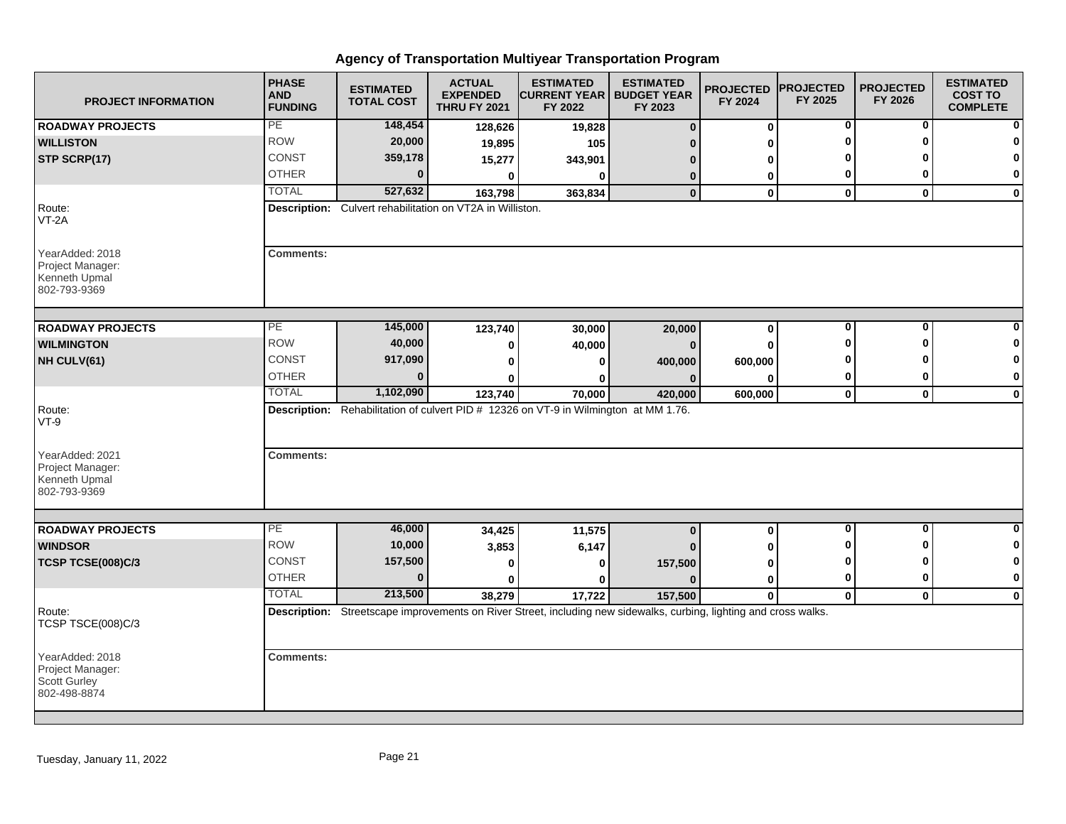# Agency of Transportation Multiyear Transportation Program

| PROJECT INFORMATION | PHASE AND FUNDING | ESTIMATED TOTAL COST | ACTUAL EXPENDED THRU FY 2021 | ESTIMATED CURRENT YEAR FY 2022 | ESTIMATED BUDGET YEAR FY 2023 | PROJECTED FY 2024 | PROJECTED FY 2025 | PROJECTED FY 2026 | ESTIMATED COST TO COMPLETE |
|---|---|---|---|---|---|---|---|---|---|
| **ROADWAY PROJECTS** | PE | **148,454** | **128,626** | **19,828** | **0** | **0** | **0** | **0** | **0** |
| **WILLISTON** | ROW | **20,000** | **19,895** | **105** | **0** | **0** | **0** | **0** | **0** |
| **STP SCRP(17)** | CONST | **359,178** | **15,277** | **343,901** | **0** | **0** | **0** | **0** | **0** |
| | OTHER | **0** | **0** | **0** | **0** | **0** | **0** | **0** | **0** |
| | TOTAL | **527,632** | **163,798** | **363,834** | **0** | **0** | **0** | **0** | **0** |
| Route: VT-2A | **Description:** Culvert rehabilitation on VT2A in Williston. | | | | | | | | |
| YearAdded: 2018 Project Manager: Kenneth Upmal 802-793-9369 | **Comments:** | | | | | | | | |
| **ROADWAY PROJECTS** | PE | **145,000** | **123,740** | **30,000** | **20,000** | **0** | **0** | **0** | **0** |
| **WILMINGTON** | ROW | **40,000** | **0** | **40,000** | **0** | **0** | **0** | **0** | **0** |
| **NH CULV(61)** | CONST | **917,090** | **0** | **0** | **400,000** | **600,000** | **0** | **0** | **0** |
| | OTHER | **0** | **0** | **0** | **0** | **0** | **0** | **0** | **0** |
| | TOTAL | **1,102,090** | **123,740** | **70,000** | **420,000** | **600,000** | **0** | **0** | **0** |
| Route: VT-9 | **Description:** Rehabilitation of culvert PID # 12326 on VT-9 in Wilmington at MM 1.76. | | | | | | | | |
| YearAdded: 2021 Project Manager: Kenneth Upmal 802-793-9369 | **Comments:** | | | | | | | | |
| **ROADWAY PROJECTS** | PE | **46,000** | **34,425** | **11,575** | **0** | **0** | **0** | **0** | **0** |
| **WINDSOR** | ROW | **10,000** | **3,853** | **6,147** | **0** | **0** | **0** | **0** | **0** |
| **TCSP TCSE(008)C/3** | CONST | **157,500** | **0** | **0** | **157,500** | **0** | **0** | **0** | **0** |
| | OTHER | **0** | **0** | **0** | **0** | **0** | **0** | **0** | **0** |
| | TOTAL | **213,500** | **38,279** | **17,722** | **157,500** | **0** | **0** | **0** | **0** |
| Route: TCSP TSCE(008)C/3 | **Description:** Streetscape improvements on River Street, including new sidewalks, curbing, lighting and cross walks. | | | | | | | | |
| YearAdded: 2018 Project Manager: Scott Gurley 802-498-8874 | **Comments:** | | | | | | | | |

Tuesday, January 11, 2022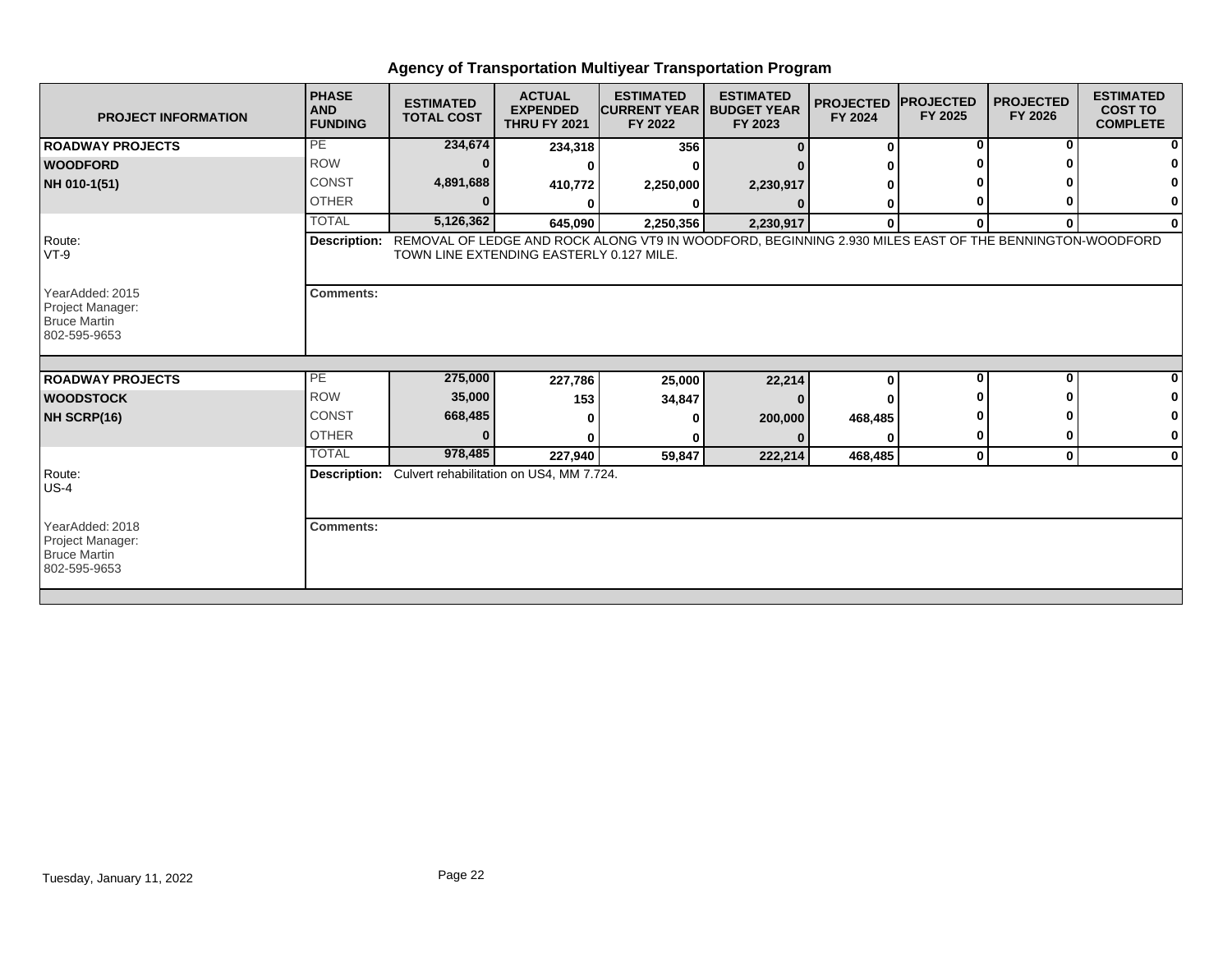# Agency of Transportation Multiyear Transportation Program

| PROJECT INFORMATION | PHASE AND FUNDING | ESTIMATED TOTAL COST | ACTUAL EXPENDED THRU FY 2021 | ESTIMATED CURRENT YEAR FY 2022 | ESTIMATED BUDGET YEAR FY 2023 | PROJECTED FY 2024 | PROJECTED FY 2025 | PROJECTED FY 2026 | ESTIMATED COST TO COMPLETE |
|---|---|---|---|---|---|---|---|---|---|
| **ROADWAY PROJECTS** | PE | 234,674 | 234,318 | 356 | 0 | 0 | 0 | 0 | 0 |
| **WOODFORD** | ROW | 0 | 0 | 0 | 0 | 0 | 0 | 0 | 0 |
| **NH 010-1(51)** | CONST | 4,891,688 | 410,772 | 2,250,000 | 2,230,917 | 0 | 0 | 0 | 0 |
| | OTHER | 0 | 0 | 0 | 0 | 0 | 0 | 0 | 0 |
| | TOTAL | 5,126,362 | 645,090 | 2,250,356 | 2,230,917 | 0 | 0 | 0 | 0 |

Route: VT-9

**Description:** REMOVAL OF LEDGE AND ROCK ALONG VT9 IN WOODFORD, BEGINNING 2.930 MILES EAST OF THE BENNINGTON-WOODFORD TOWN LINE EXTENDING EASTERLY 0.127 MILE.

YearAdded: 2015
Project Manager:
Bruce Martin
802-595-9653

**Comments:**

| PROJECT INFORMATION | PHASE AND FUNDING | ESTIMATED TOTAL COST | ACTUAL EXPENDED THRU FY 2021 | ESTIMATED CURRENT YEAR FY 2022 | ESTIMATED BUDGET YEAR FY 2023 | PROJECTED FY 2024 | PROJECTED FY 2025 | PROJECTED FY 2026 | ESTIMATED COST TO COMPLETE |
|---|---|---|---|---|---|---|---|---|---|
| **ROADWAY PROJECTS** | PE | 275,000 | 227,786 | 25,000 | 22,214 | 0 | 0 | 0 | 0 |
| **WOODSTOCK** | ROW | 35,000 | 153 | 34,847 | 0 | 0 | 0 | 0 | 0 |
| **NH SCRP(16)** | CONST | 668,485 | 0 | 0 | 200,000 | 468,485 | 0 | 0 | 0 |
| | OTHER | 0 | 0 | 0 | 0 | 0 | 0 | 0 | 0 |
| | TOTAL | 978,485 | 227,940 | 59,847 | 222,214 | 468,485 | 0 | 0 | 0 |

Route: US-4

**Description:** Culvert rehabilitation on US4, MM 7.724.

YearAdded: 2018
Project Manager:
Bruce Martin
802-595-9653

**Comments:**

Tuesday, January 11, 2022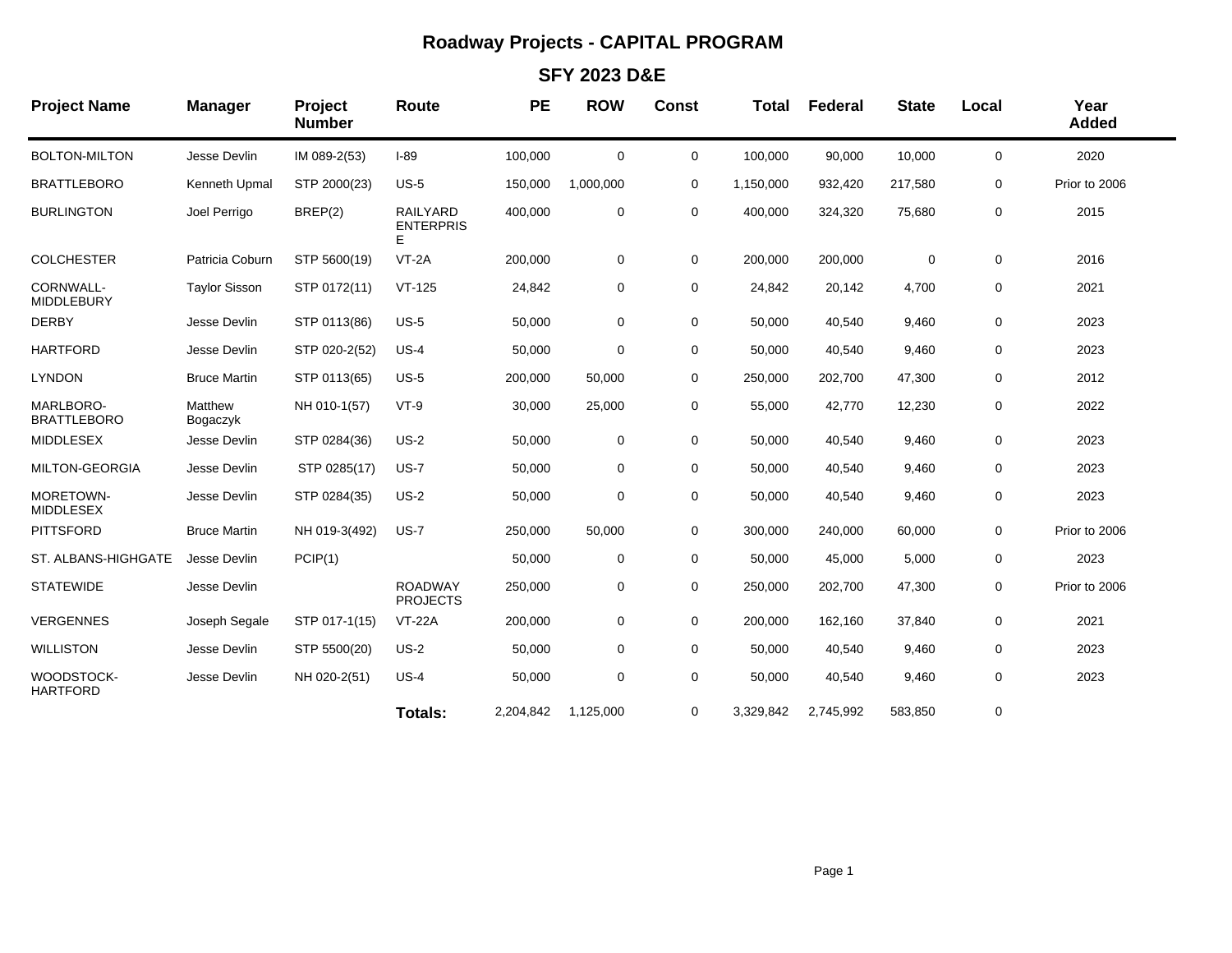# Roadway Projects - CAPITAL PROGRAM

## SFY 2023 D&E

| Project Name | Manager | Project Number | Route | PE | ROW | Const | Total | Federal | State | Local | Year Added |
|---|---|---|---|---|---|---|---|---|---|---|---|
| BOLTON-MILTON | Jesse Devlin | IM 089-2(53) | I-89 | 100,000 | 0 | 0 | 100,000 | 90,000 | 10,000 | 0 | 2020 |
| BRATTLEBORO | Kenneth Upmal | STP 2000(23) | US-5 | 150,000 | 1,000,000 | 0 | 1,150,000 | 932,420 | 217,580 | 0 | Prior to 2006 |
| BURLINGTON | Joel Perrigo | BREP(2) | RAILYARD ENTERPRISE | 400,000 | 0 | 0 | 400,000 | 324,320 | 75,680 | 0 | 2015 |
| COLCHESTER | Patricia Coburn | STP 5600(19) | VT-2A | 200,000 | 0 | 0 | 200,000 | 200,000 | 0 | 0 | 2016 |
| CORNWALL-MIDDLEBURY | Taylor Sisson | STP 0172(11) | VT-125 | 24,842 | 0 | 0 | 24,842 | 20,142 | 4,700 | 0 | 2021 |
| DERBY | Jesse Devlin | STP 0113(86) | US-5 | 50,000 | 0 | 0 | 50,000 | 40,540 | 9,460 | 0 | 2023 |
| HARTFORD | Jesse Devlin | STP 020-2(52) | US-4 | 50,000 | 0 | 0 | 50,000 | 40,540 | 9,460 | 0 | 2023 |
| LYNDON | Bruce Martin | STP 0113(65) | US-5 | 200,000 | 50,000 | 0 | 250,000 | 202,700 | 47,300 | 0 | 2012 |
| MARLBORO-BRATTLEBORO | Matthew Bogaczyk | NH 010-1(57) | VT-9 | 30,000 | 25,000 | 0 | 55,000 | 42,770 | 12,230 | 0 | 2022 |
| MIDDLESEX | Jesse Devlin | STP 0284(36) | US-2 | 50,000 | 0 | 0 | 50,000 | 40,540 | 9,460 | 0 | 2023 |
| MILTON-GEORGIA | Jesse Devlin | STP 0285(17) | US-7 | 50,000 | 0 | 0 | 50,000 | 40,540 | 9,460 | 0 | 2023 |
| MORETOWN-MIDDLESEX | Jesse Devlin | STP 0284(35) | US-2 | 50,000 | 0 | 0 | 50,000 | 40,540 | 9,460 | 0 | 2023 |
| PITTSFORD | Bruce Martin | NH 019-3(492) | US-7 | 250,000 | 50,000 | 0 | 300,000 | 240,000 | 60,000 | 0 | Prior to 2006 |
| ST. ALBANS-HIGHGATE | Jesse Devlin | PCIP(1) | | 50,000 | 0 | 0 | 50,000 | 45,000 | 5,000 | 0 | 2023 |
| STATEWIDE | Jesse Devlin | | ROADWAY PROJECTS | 250,000 | 0 | 0 | 250,000 | 202,700 | 47,300 | 0 | Prior to 2006 |
| VERGENNES | Joseph Segale | STP 017-1(15) | VT-22A | 200,000 | 0 | 0 | 200,000 | 162,160 | 37,840 | 0 | 2021 |
| WILLISTON | Jesse Devlin | STP 5500(20) | US-2 | 50,000 | 0 | 0 | 50,000 | 40,540 | 9,460 | 0 | 2023 |
| WOODSTOCK-HARTFORD | Jesse Devlin | NH 020-2(51) | US-4 | 50,000 | 0 | 0 | 50,000 | 40,540 | 9,460 | 0 | 2023 |
| | | | **Totals:** | 2,204,842 | 1,125,000 | 0 | 3,329,842 | 2,745,992 | 583,850 | 0 | |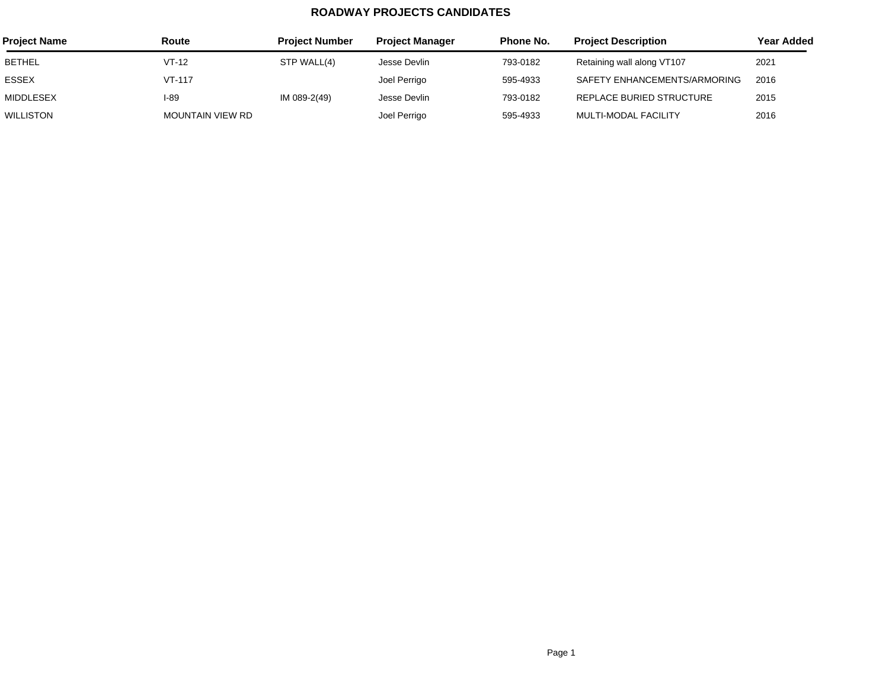## ROADWAY PROJECTS CANDIDATES

| Project Name | Route | Project Number | Project Manager | Phone No. | Project Description | Year Added |
|---|---|---|---|---|---|---|
| BETHEL | VT-12 | STP WALL(4) | Jesse Devlin | 793-0182 | Retaining wall along VT107 | 2021 |
| ESSEX | VT-117 | | Joel Perrigo | 595-4933 | SAFETY ENHANCEMENTS/ARMORING | 2016 |
| MIDDLESEX | I-89 | IM 089-2(49) | Jesse Devlin | 793-0182 | REPLACE BURIED STRUCTURE | 2015 |
| WILLISTON | MOUNTAIN VIEW RD | | Joel Perrigo | 595-4933 | MULTI-MODAL FACILITY | 2016 |